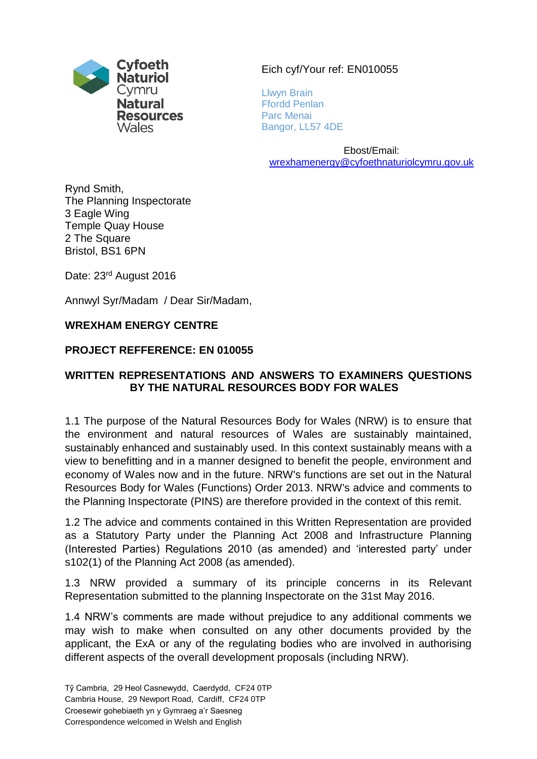Cyfoeth Naturiol Cymru
Natural Resources Wales

Eich cyf/Your ref: EN010055

Llwyn Brain
Ffordd Penlan
Parc Menai
Bangor, LL57 4DE

Ebost/Email:
wrexhamenergy@cyfoethnaturiolcymru.gov.uk

Rynd Smith,
The Planning Inspectorate
3 Eagle Wing
Temple Quay House
2 The Square
Bristol, BS1 6PN

Date: 23rd August 2016

Annwyl Syr/Madam / Dear Sir/Madam,

**WREXHAM ENERGY CENTRE**

**PROJECT REFFERENCE: EN 010055**

**WRITTEN REPRESENTATIONS AND ANSWERS TO EXAMINERS QUESTIONS BY THE NATURAL RESOURCES BODY FOR WALES**

1.1 The purpose of the Natural Resources Body for Wales (NRW) is to ensure that the environment and natural resources of Wales are sustainably maintained, sustainably enhanced and sustainably used. In this context sustainably means with a view to benefitting and in a manner designed to benefit the people, environment and economy of Wales now and in the future. NRW's functions are set out in the Natural Resources Body for Wales (Functions) Order 2013. NRW's advice and comments to the Planning Inspectorate (PINS) are therefore provided in the context of this remit.

1.2 The advice and comments contained in this Written Representation are provided as a Statutory Party under the Planning Act 2008 and Infrastructure Planning (Interested Parties) Regulations 2010 (as amended) and 'interested party' under s102(1) of the Planning Act 2008 (as amended).

1.3 NRW provided a summary of its principle concerns in its Relevant Representation submitted to the planning Inspectorate on the 31st May 2016.

1.4 NRW's comments are made without prejudice to any additional comments we may wish to make when consulted on any other documents provided by the applicant, the ExA or any of the regulating bodies who are involved in authorising different aspects of the overall development proposals (including NRW).

Tŷ Cambria, 29 Heol Casnewydd, Caerdydd, CF24 0TP
Cambria House, 29 Newport Road, Cardiff, CF24 0TP
Croesewir gohebiaeth yn y Gymraeg a'r Saesneg
Correspondence welcomed in Welsh and English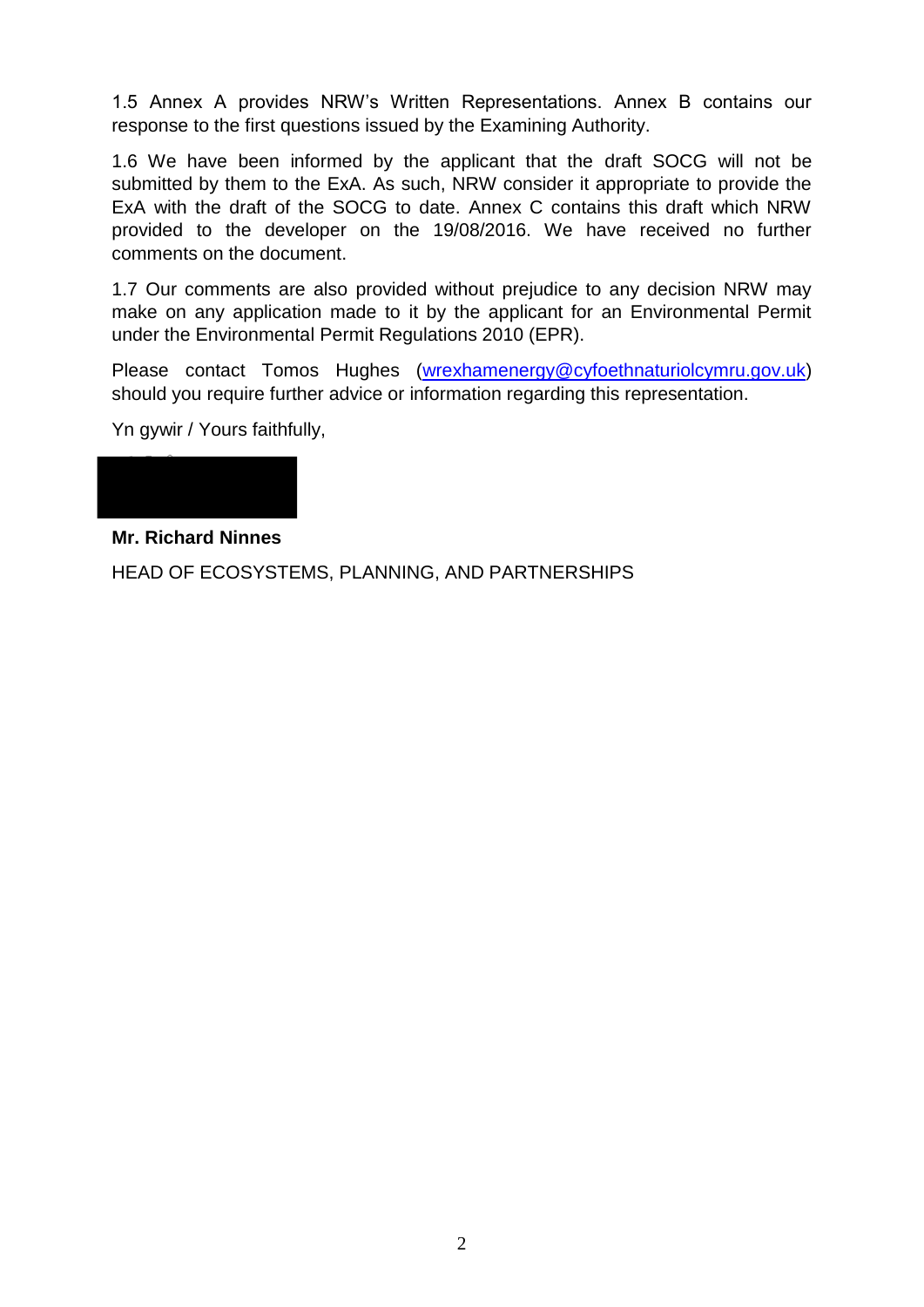1.5 Annex A provides NRW's Written Representations. Annex B contains our response to the first questions issued by the Examining Authority.

1.6 We have been informed by the applicant that the draft SOCG will not be submitted by them to the ExA. As such, NRW consider it appropriate to provide the ExA with the draft of the SOCG to date. Annex C contains this draft which NRW provided to the developer on the 19/08/2016. We have received no further comments on the document.

1.7 Our comments are also provided without prejudice to any decision NRW may make on any application made to it by the applicant for an Environmental Permit under the Environmental Permit Regulations 2010 (EPR).

Please contact Tomos Hughes (wrexhamenergy@cyfoethnaturiolcymru.gov.uk) should you require further advice or information regarding this representation.

Yn gywir / Yours faithfully,

**Mr. Richard Ninnes**

HEAD OF ECOSYSTEMS, PLANNING, AND PARTNERSHIPS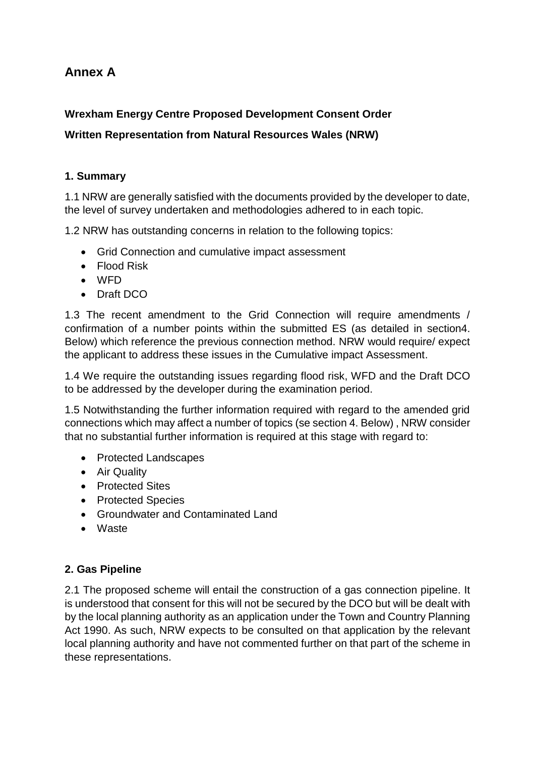# Annex A

**Wrexham Energy Centre Proposed Development Consent Order**

**Written Representation from Natural Resources Wales (NRW)**

### 1. Summary

1.1 NRW are generally satisfied with the documents provided by the developer to date, the level of survey undertaken and methodologies adhered to in each topic.

1.2 NRW has outstanding concerns in relation to the following topics:

- Grid Connection and cumulative impact assessment
- Flood Risk
- WFD
- Draft DCO

1.3 The recent amendment to the Grid Connection will require amendments / confirmation of a number points within the submitted ES (as detailed in section4. Below) which reference the previous connection method. NRW would require/ expect the applicant to address these issues in the Cumulative impact Assessment.

1.4 We require the outstanding issues regarding flood risk, WFD and the Draft DCO to be addressed by the developer during the examination period.

1.5 Notwithstanding the further information required with regard to the amended grid connections which may affect a number of topics (se section 4. Below) , NRW consider that no substantial further information is required at this stage with regard to:

- Protected Landscapes
- Air Quality
- Protected Sites
- Protected Species
- Groundwater and Contaminated Land
- Waste

### 2. Gas Pipeline

2.1 The proposed scheme will entail the construction of a gas connection pipeline. It is understood that consent for this will not be secured by the DCO but will be dealt with by the local planning authority as an application under the Town and Country Planning Act 1990. As such, NRW expects to be consulted on that application by the relevant local planning authority and have not commented further on that part of the scheme in these representations.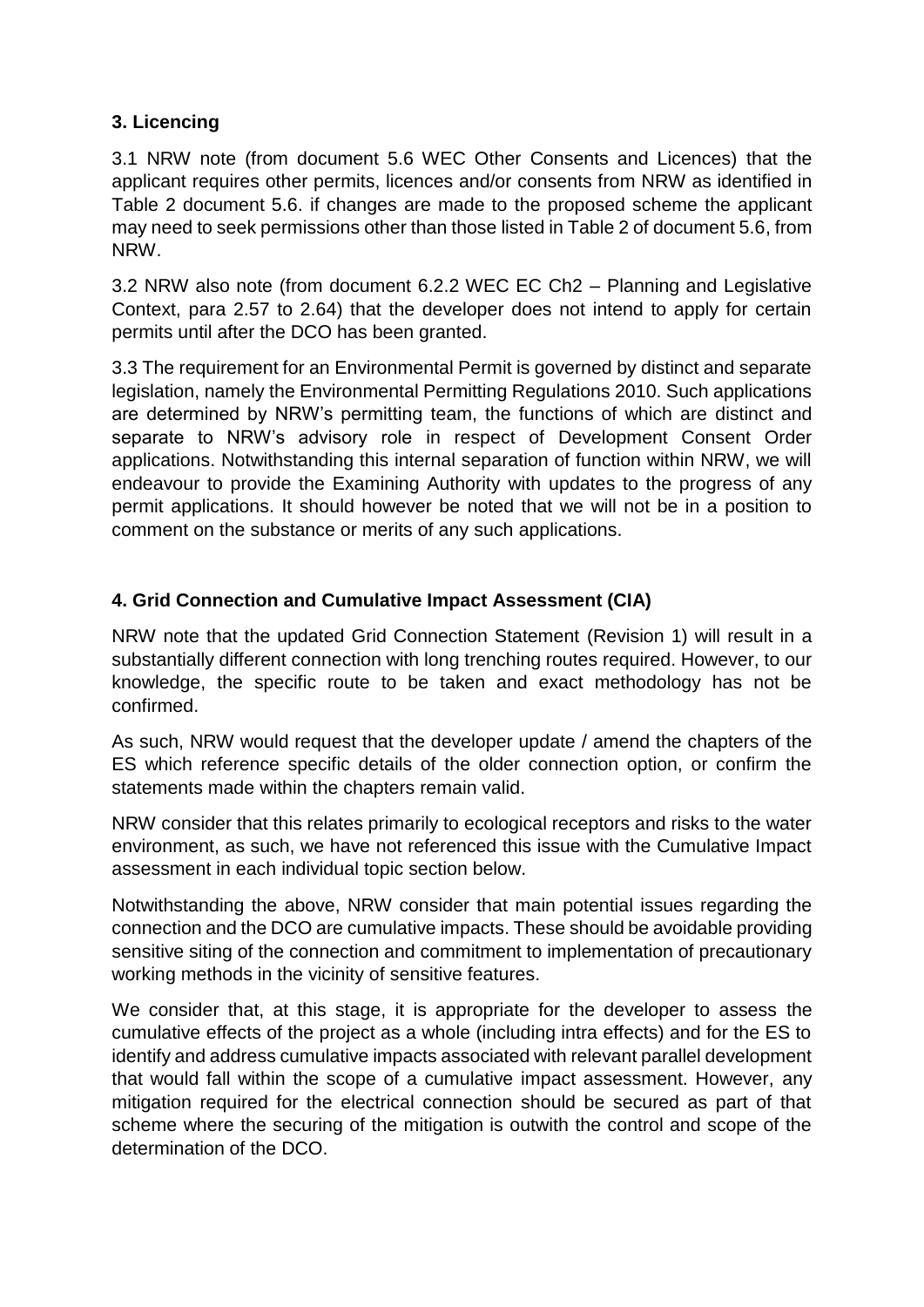### 3. Licencing

3.1 NRW note (from document 5.6 WEC Other Consents and Licences) that the applicant requires other permits, licences and/or consents from NRW as identified in Table 2 document 5.6. if changes are made to the proposed scheme the applicant may need to seek permissions other than those listed in Table 2 of document 5.6, from NRW.

3.2 NRW also note (from document 6.2.2 WEC EC Ch2 – Planning and Legislative Context, para 2.57 to 2.64) that the developer does not intend to apply for certain permits until after the DCO has been granted.

3.3 The requirement for an Environmental Permit is governed by distinct and separate legislation, namely the Environmental Permitting Regulations 2010. Such applications are determined by NRW's permitting team, the functions of which are distinct and separate to NRW's advisory role in respect of Development Consent Order applications. Notwithstanding this internal separation of function within NRW, we will endeavour to provide the Examining Authority with updates to the progress of any permit applications. It should however be noted that we will not be in a position to comment on the substance or merits of any such applications.

### 4. Grid Connection and Cumulative Impact Assessment (CIA)

NRW note that the updated Grid Connection Statement (Revision 1) will result in a substantially different connection with long trenching routes required. However, to our knowledge, the specific route to be taken and exact methodology has not be confirmed.

As such, NRW would request that the developer update / amend the chapters of the ES which reference specific details of the older connection option, or confirm the statements made within the chapters remain valid.

NRW consider that this relates primarily to ecological receptors and risks to the water environment, as such, we have not referenced this issue with the Cumulative Impact assessment in each individual topic section below.

Notwithstanding the above, NRW consider that main potential issues regarding the connection and the DCO are cumulative impacts. These should be avoidable providing sensitive siting of the connection and commitment to implementation of precautionary working methods in the vicinity of sensitive features.

We consider that, at this stage, it is appropriate for the developer to assess the cumulative effects of the project as a whole (including intra effects) and for the ES to identify and address cumulative impacts associated with relevant parallel development that would fall within the scope of a cumulative impact assessment. However, any mitigation required for the electrical connection should be secured as part of that scheme where the securing of the mitigation is outwith the control and scope of the determination of the DCO.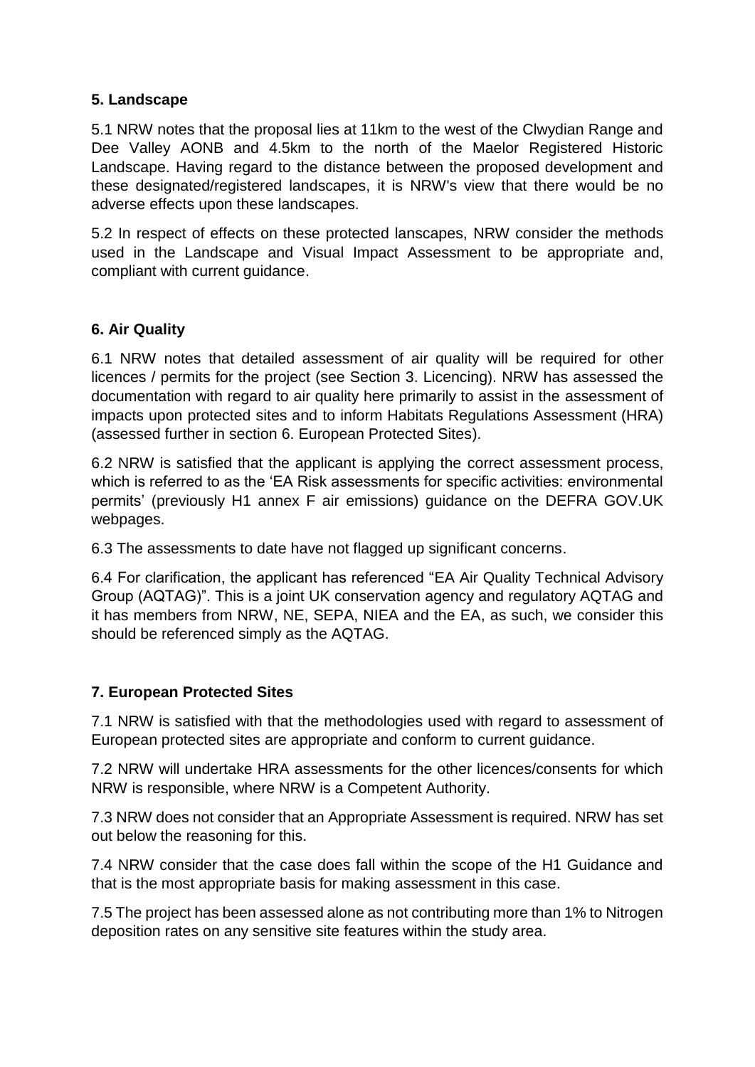## 5. Landscape

5.1 NRW notes that the proposal lies at 11km to the west of the Clwydian Range and Dee Valley AONB and 4.5km to the north of the Maelor Registered Historic Landscape. Having regard to the distance between the proposed development and these designated/registered landscapes, it is NRW's view that there would be no adverse effects upon these landscapes.

5.2 In respect of effects on these protected lanscapes, NRW consider the methods used in the Landscape and Visual Impact Assessment to be appropriate and, compliant with current guidance.

## 6. Air Quality

6.1 NRW notes that detailed assessment of air quality will be required for other licences / permits for the project (see Section 3. Licencing). NRW has assessed the documentation with regard to air quality here primarily to assist in the assessment of impacts upon protected sites and to inform Habitats Regulations Assessment (HRA) (assessed further in section 6. European Protected Sites).

6.2 NRW is satisfied that the applicant is applying the correct assessment process, which is referred to as the 'EA Risk assessments for specific activities: environmental permits' (previously H1 annex F air emissions) guidance on the DEFRA GOV.UK webpages.

6.3 The assessments to date have not flagged up significant concerns.

6.4 For clarification, the applicant has referenced "EA Air Quality Technical Advisory Group (AQTAG)". This is a joint UK conservation agency and regulatory AQTAG and it has members from NRW, NE, SEPA, NIEA and the EA, as such, we consider this should be referenced simply as the AQTAG.

## 7. European Protected Sites

7.1 NRW is satisfied with that the methodologies used with regard to assessment of European protected sites are appropriate and conform to current guidance.

7.2 NRW will undertake HRA assessments for the other licences/consents for which NRW is responsible, where NRW is a Competent Authority.

7.3 NRW does not consider that an Appropriate Assessment is required. NRW has set out below the reasoning for this.

7.4 NRW consider that the case does fall within the scope of the H1 Guidance and that is the most appropriate basis for making assessment in this case.

7.5 The project has been assessed alone as not contributing more than 1% to Nitrogen deposition rates on any sensitive site features within the study area.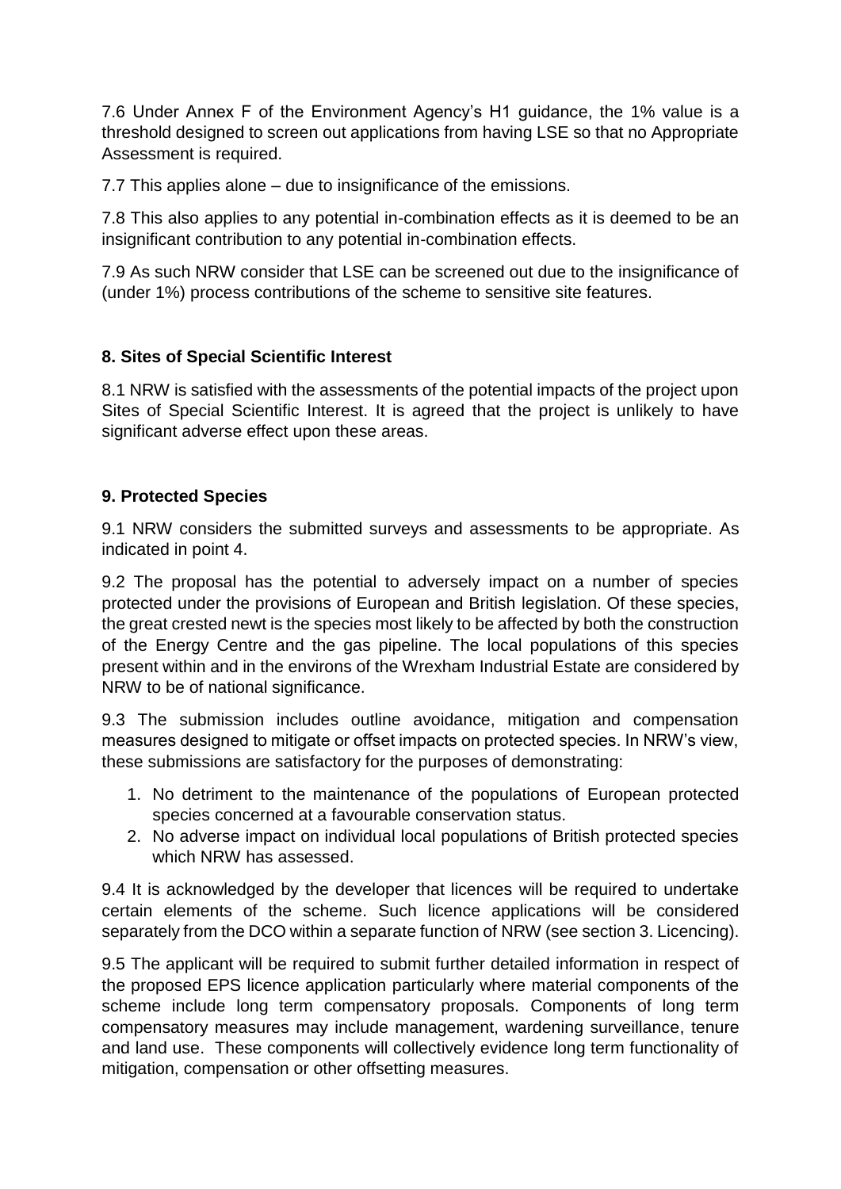7.6 Under Annex F of the Environment Agency's H1 guidance, the 1% value is a threshold designed to screen out applications from having LSE so that no Appropriate Assessment is required.

7.7 This applies alone – due to insignificance of the emissions.

7.8 This also applies to any potential in-combination effects as it is deemed to be an insignificant contribution to any potential in-combination effects.

7.9 As such NRW consider that LSE can be screened out due to the insignificance of (under 1%) process contributions of the scheme to sensitive site features.

## 8. Sites of Special Scientific Interest

8.1 NRW is satisfied with the assessments of the potential impacts of the project upon Sites of Special Scientific Interest. It is agreed that the project is unlikely to have significant adverse effect upon these areas.

## 9. Protected Species

9.1 NRW considers the submitted surveys and assessments to be appropriate. As indicated in point 4.

9.2 The proposal has the potential to adversely impact on a number of species protected under the provisions of European and British legislation. Of these species, the great crested newt is the species most likely to be affected by both the construction of the Energy Centre and the gas pipeline. The local populations of this species present within and in the environs of the Wrexham Industrial Estate are considered by NRW to be of national significance.

9.3 The submission includes outline avoidance, mitigation and compensation measures designed to mitigate or offset impacts on protected species. In NRW's view, these submissions are satisfactory for the purposes of demonstrating:

1. No detriment to the maintenance of the populations of European protected species concerned at a favourable conservation status.
2. No adverse impact on individual local populations of British protected species which NRW has assessed.

9.4 It is acknowledged by the developer that licences will be required to undertake certain elements of the scheme. Such licence applications will be considered separately from the DCO within a separate function of NRW (see section 3. Licencing).

9.5 The applicant will be required to submit further detailed information in respect of the proposed EPS licence application particularly where material components of the scheme include long term compensatory proposals. Components of long term compensatory measures may include management, wardening surveillance, tenure and land use. These components will collectively evidence long term functionality of mitigation, compensation or other offsetting measures.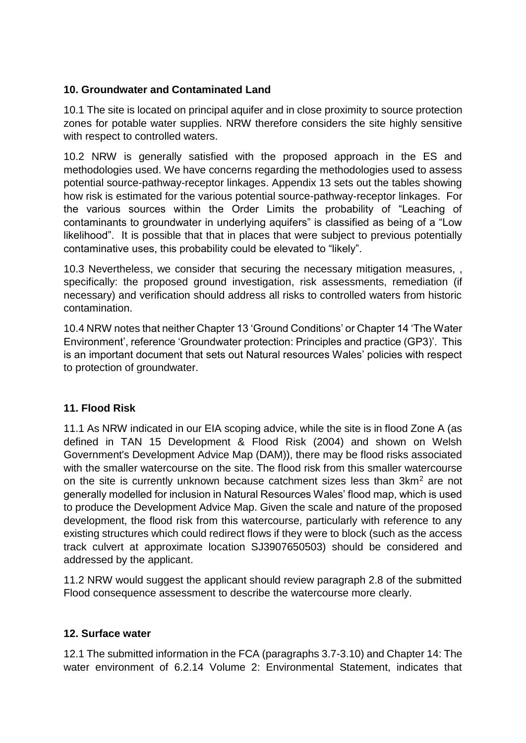### 10. Groundwater and Contaminated Land

10.1 The site is located on principal aquifer and in close proximity to source protection zones for potable water supplies. NRW therefore considers the site highly sensitive with respect to controlled waters.

10.2 NRW is generally satisfied with the proposed approach in the ES and methodologies used. We have concerns regarding the methodologies used to assess potential source-pathway-receptor linkages. Appendix 13 sets out the tables showing how risk is estimated for the various potential source-pathway-receptor linkages. For the various sources within the Order Limits the probability of "Leaching of contaminants to groundwater in underlying aquifers" is classified as being of a "Low likelihood". It is possible that that in places that were subject to previous potentially contaminative uses, this probability could be elevated to "likely".

10.3 Nevertheless, we consider that securing the necessary mitigation measures, , specifically: the proposed ground investigation, risk assessments, remediation (if necessary) and verification should address all risks to controlled waters from historic contamination.

10.4 NRW notes that neither Chapter 13 'Ground Conditions' or Chapter 14 'The Water Environment', reference 'Groundwater protection: Principles and practice (GP3)'. This is an important document that sets out Natural resources Wales' policies with respect to protection of groundwater.

### 11. Flood Risk

11.1 As NRW indicated in our EIA scoping advice, while the site is in flood Zone A (as defined in TAN 15 Development & Flood Risk (2004) and shown on Welsh Government's Development Advice Map (DAM)), there may be flood risks associated with the smaller watercourse on the site. The flood risk from this smaller watercourse on the site is currently unknown because catchment sizes less than 3km$^2$ are not generally modelled for inclusion in Natural Resources Wales' flood map, which is used to produce the Development Advice Map. Given the scale and nature of the proposed development, the flood risk from this watercourse, particularly with reference to any existing structures which could redirect flows if they were to block (such as the access track culvert at approximate location SJ3907650503) should be considered and addressed by the applicant.

11.2 NRW would suggest the applicant should review paragraph 2.8 of the submitted Flood consequence assessment to describe the watercourse more clearly.

### 12. Surface water

12.1 The submitted information in the FCA (paragraphs 3.7-3.10) and Chapter 14: The water environment of 6.2.14 Volume 2: Environmental Statement, indicates that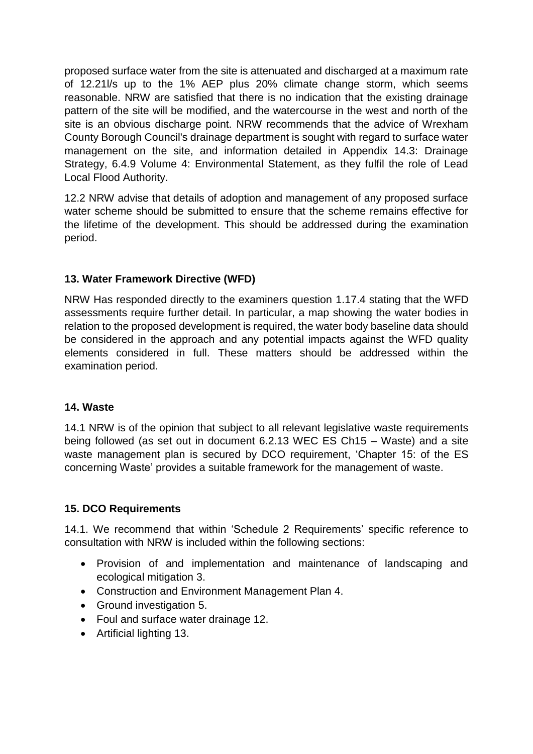proposed surface water from the site is attenuated and discharged at a maximum rate of 12.21l/s up to the 1% AEP plus 20% climate change storm, which seems reasonable. NRW are satisfied that there is no indication that the existing drainage pattern of the site will be modified, and the watercourse in the west and north of the site is an obvious discharge point. NRW recommends that the advice of Wrexham County Borough Council's drainage department is sought with regard to surface water management on the site, and information detailed in Appendix 14.3: Drainage Strategy, 6.4.9 Volume 4: Environmental Statement, as they fulfil the role of Lead Local Flood Authority.

12.2 NRW advise that details of adoption and management of any proposed surface water scheme should be submitted to ensure that the scheme remains effective for the lifetime of the development. This should be addressed during the examination period.

**13. Water Framework Directive (WFD)**

NRW Has responded directly to the examiners question 1.17.4 stating that the WFD assessments require further detail. In particular, a map showing the water bodies in relation to the proposed development is required, the water body baseline data should be considered in the approach and any potential impacts against the WFD quality elements considered in full. These matters should be addressed within the examination period.

**14. Waste**

14.1 NRW is of the opinion that subject to all relevant legislative waste requirements being followed (as set out in document 6.2.13 WEC ES Ch15 – Waste) and a site waste management plan is secured by DCO requirement, 'Chapter 15: of the ES concerning Waste' provides a suitable framework for the management of waste.

**15. DCO Requirements**

14.1. We recommend that within 'Schedule 2 Requirements' specific reference to consultation with NRW is included within the following sections:

- Provision of and implementation and maintenance of landscaping and ecological mitigation 3.
- Construction and Environment Management Plan 4.
- Ground investigation 5.
- Foul and surface water drainage 12.
- Artificial lighting 13.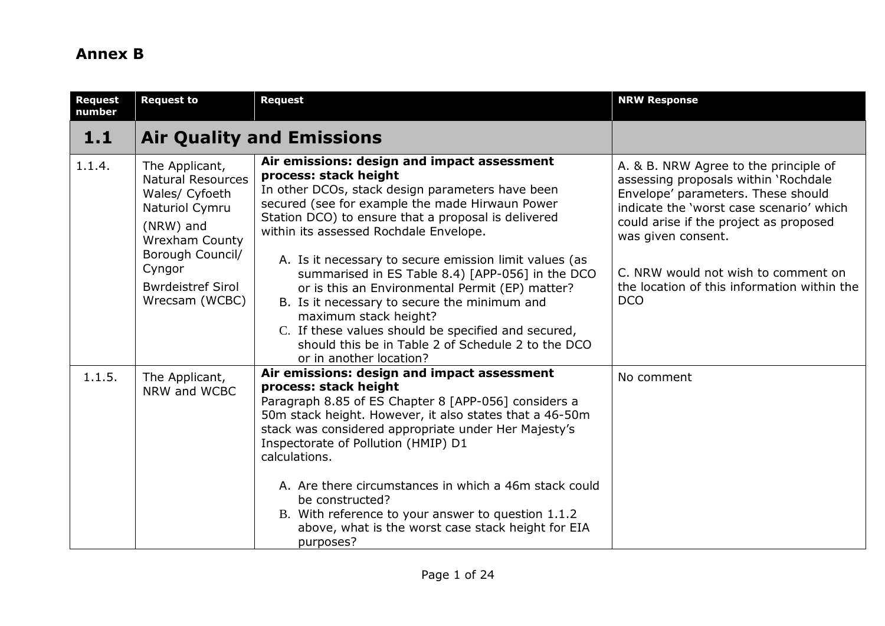## Annex B

| Request number | Request to | Request | NRW Response |
|---|---|---|---|
| **1.1** | **Air Quality and Emissions** | | |
| 1.1.4. | The Applicant, Natural Resources Wales/ Cyfoeth Naturiol Cymru (NRW) and Wrexham County Borough Council/ Cyngor Bwrdeistref Sirol Wrecsam (WCBC) | **Air emissions: design and impact assessment process: stack height**<br>In other DCOs, stack design parameters have been secured (see for example the made Hirwaun Power Station DCO) to ensure that a proposal is delivered within its assessed Rochdale Envelope.<br>A. Is it necessary to secure emission limit values (as summarised in ES Table 8.4) [APP-056] in the DCO or is this an Environmental Permit (EP) matter?<br>B. Is it necessary to secure the minimum and maximum stack height?<br>C. If these values should be specified and secured, should this be in Table 2 of Schedule 2 to the DCO or in another location? | A. & B. NRW Agree to the principle of assessing proposals within 'Rochdale Envelope' parameters. These should indicate the 'worst case scenario' which could arise if the project as proposed was given consent.<br><br>C. NRW would not wish to comment on the location of this information within the DCO |
| 1.1.5. | The Applicant, NRW and WCBC | **Air emissions: design and impact assessment process: stack height**<br>Paragraph 8.85 of ES Chapter 8 [APP-056] considers a 50m stack height. However, it also states that a 46-50m stack was considered appropriate under Her Majesty's Inspectorate of Pollution (HMIP) D1 calculations.<br>A. Are there circumstances in which a 46m stack could be constructed?<br>B. With reference to your answer to question 1.1.2 above, what is the worst case stack height for EIA purposes? | No comment |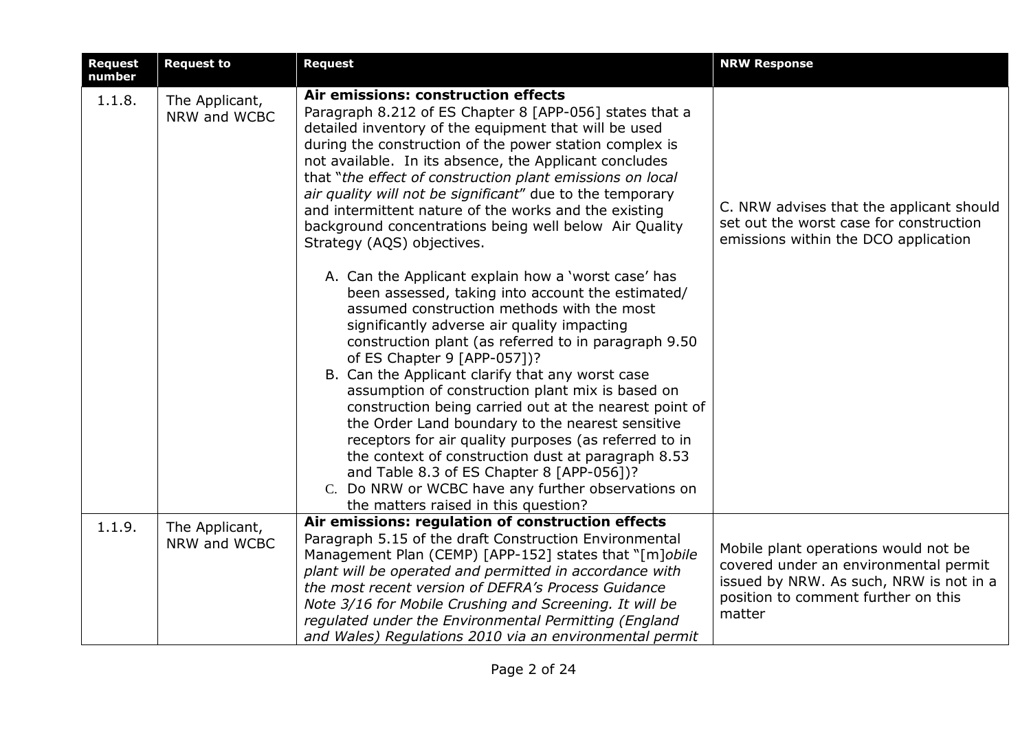| Request number | Request to | Request | NRW Response |
|---|---|---|---|
| 1.1.8. | The Applicant, NRW and WCBC | **Air emissions: construction effects**<br>Paragraph 8.212 of ES Chapter 8 [APP-056] states that a detailed inventory of the equipment that will be used during the construction of the power station complex is not available. In its absence, the Applicant concludes that "*the effect of construction plant emissions on local air quality will not be significant*" due to the temporary and intermittent nature of the works and the existing background concentrations being well below Air Quality Strategy (AQS) objectives.<br><br>A. Can the Applicant explain how a 'worst case' has been assessed, taking into account the estimated/ assumed construction methods with the most significantly adverse air quality impacting construction plant (as referred to in paragraph 9.50 of ES Chapter 9 [APP-057])?<br>B. Can the Applicant clarify that any worst case assumption of construction plant mix is based on construction being carried out at the nearest point of the Order Land boundary to the nearest sensitive receptors for air quality purposes (as referred to in the context of construction dust at paragraph 8.53 and Table 8.3 of ES Chapter 8 [APP-056])?<br>C. Do NRW or WCBC have any further observations on the matters raised in this question? | C. NRW advises that the applicant should set out the worst case for construction emissions within the DCO application |
| 1.1.9. | The Applicant, NRW and WCBC | **Air emissions: regulation of construction effects**<br>Paragraph 5.15 of the draft Construction Environmental Management Plan (CEMP) [APP-152] states that "[m]*obile plant will be operated and permitted in accordance with the most recent version of DEFRA's Process Guidance Note 3/16 for Mobile Crushing and Screening. It will be regulated under the Environmental Permitting (England and Wales) Regulations 2010 via an environmental permit* | Mobile plant operations would not be covered under an environmental permit issued by NRW. As such, NRW is not in a position to comment further on this matter |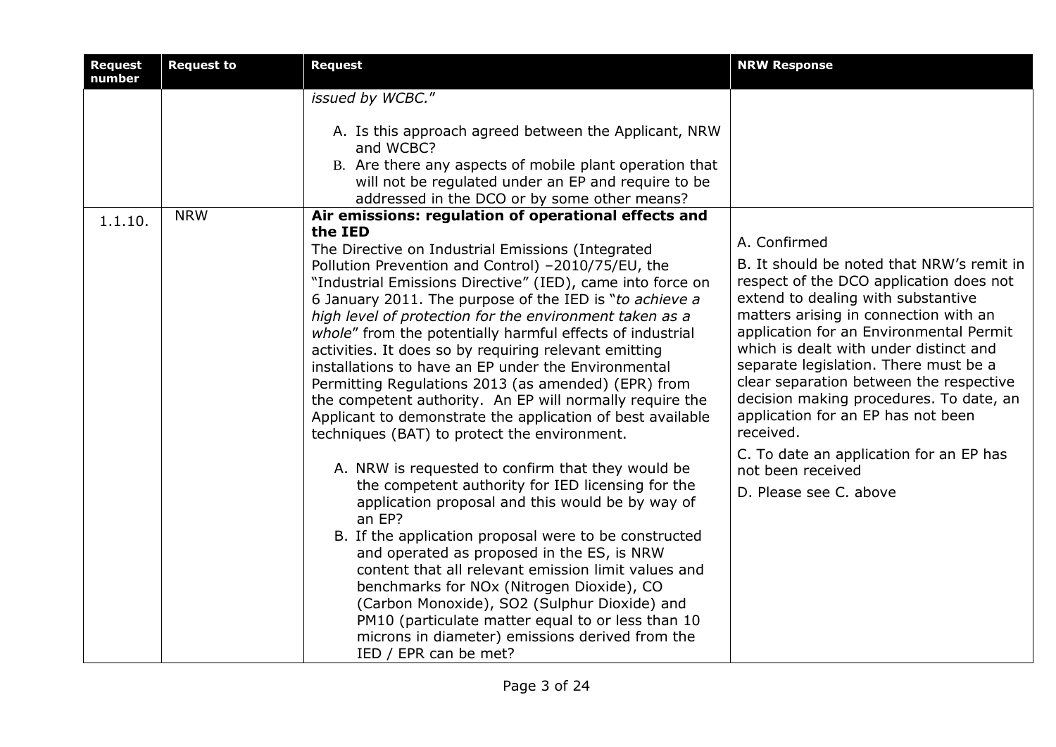| Request number | Request to | Request | NRW Response |
|---|---|---|---|
| | | *issued by WCBC.*"<br><br>A. Is this approach agreed between the Applicant, NRW and WCBC?<br>B. Are there any aspects of mobile plant operation that will not be regulated under an EP and require to be addressed in the DCO or by some other means? | |
| 1.1.10. | NRW | **Air emissions: regulation of operational effects and the IED**<br>The Directive on Industrial Emissions (Integrated Pollution Prevention and Control) –2010/75/EU, the "Industrial Emissions Directive" (IED), came into force on 6 January 2011. The purpose of the IED is "*to achieve a high level of protection for the environment taken as a whole*" from the potentially harmful effects of industrial activities. It does so by requiring relevant emitting installations to have an EP under the Environmental Permitting Regulations 2013 (as amended) (EPR) from the competent authority. An EP will normally require the Applicant to demonstrate the application of best available techniques (BAT) to protect the environment.<br><br>A. NRW is requested to confirm that they would be the competent authority for IED licensing for the application proposal and this would be by way of an EP?<br>B. If the application proposal were to be constructed and operated as proposed in the ES, is NRW content that all relevant emission limit values and benchmarks for NOx (Nitrogen Dioxide), CO (Carbon Monoxide), SO2 (Sulphur Dioxide) and PM10 (particulate matter equal to or less than 10 microns in diameter) emissions derived from the IED / EPR can be met? | A. Confirmed<br><br>B. It should be noted that NRW's remit in respect of the DCO application does not extend to dealing with substantive matters arising in connection with an application for an Environmental Permit which is dealt with under distinct and separate legislation. There must be a clear separation between the respective decision making procedures. To date, an application for an EP has not been received.<br><br>C. To date an application for an EP has not been received<br><br>D. Please see C. above |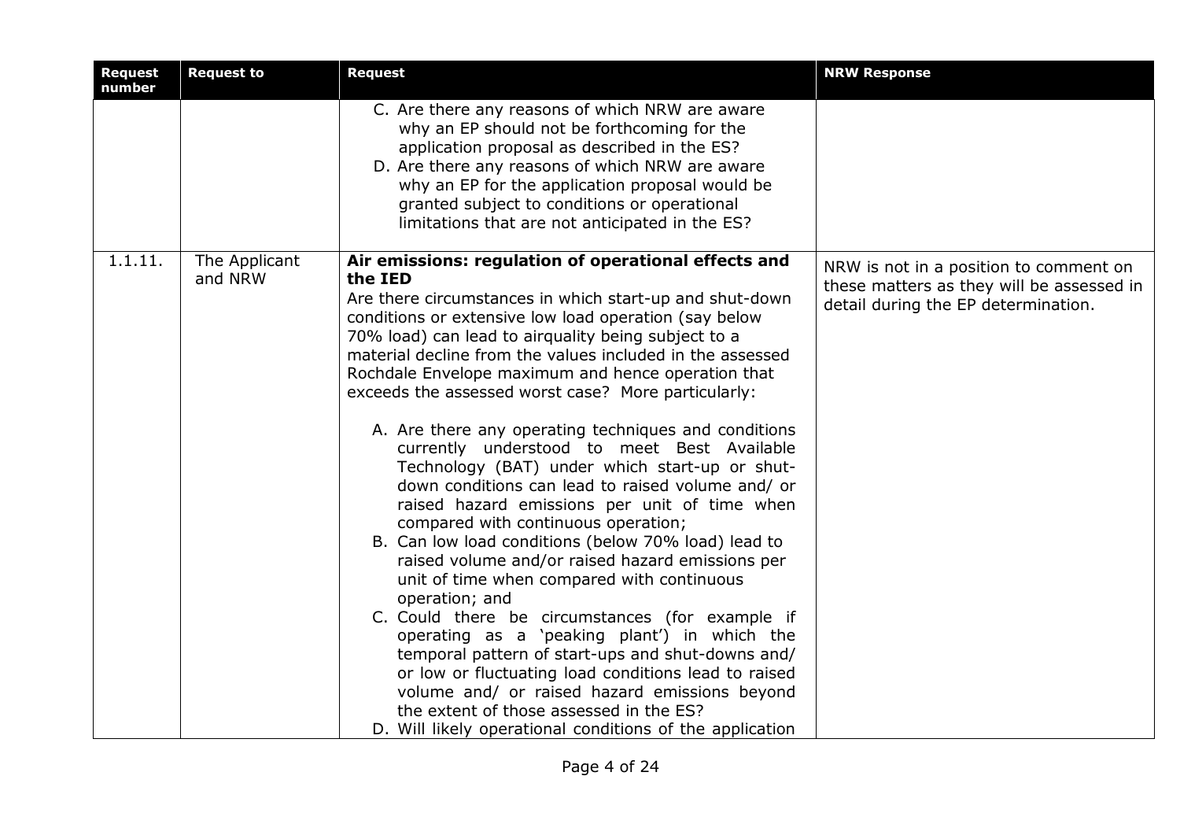| Request number | Request to | Request | NRW Response |
| --- | --- | --- | --- |
| | | C. Are there any reasons of which NRW are aware why an EP should not be forthcoming for the application proposal as described in the ES?<br>D. Are there any reasons of which NRW are aware why an EP for the application proposal would be granted subject to conditions or operational limitations that are not anticipated in the ES? | |
| 1.1.11. | The Applicant and NRW | **Air emissions: regulation of operational effects and the IED**<br>Are there circumstances in which start-up and shut-down conditions or extensive low load operation (say below 70% load) can lead to airquality being subject to a material decline from the values included in the assessed Rochdale Envelope maximum and hence operation that exceeds the assessed worst case? More particularly:<br><br>A. Are there any operating techniques and conditions currently understood to meet Best Available Technology (BAT) under which start-up or shut-down conditions can lead to raised volume and/ or raised hazard emissions per unit of time when compared with continuous operation;<br>B. Can low load conditions (below 70% load) lead to raised volume and/or raised hazard emissions per unit of time when compared with continuous operation; and<br>C. Could there be circumstances (for example if operating as a 'peaking plant') in which the temporal pattern of start-ups and shut-downs and/ or low or fluctuating load conditions lead to raised volume and/ or raised hazard emissions beyond the extent of those assessed in the ES?<br>D. Will likely operational conditions of the application | NRW is not in a position to comment on these matters as they will be assessed in detail during the EP determination. |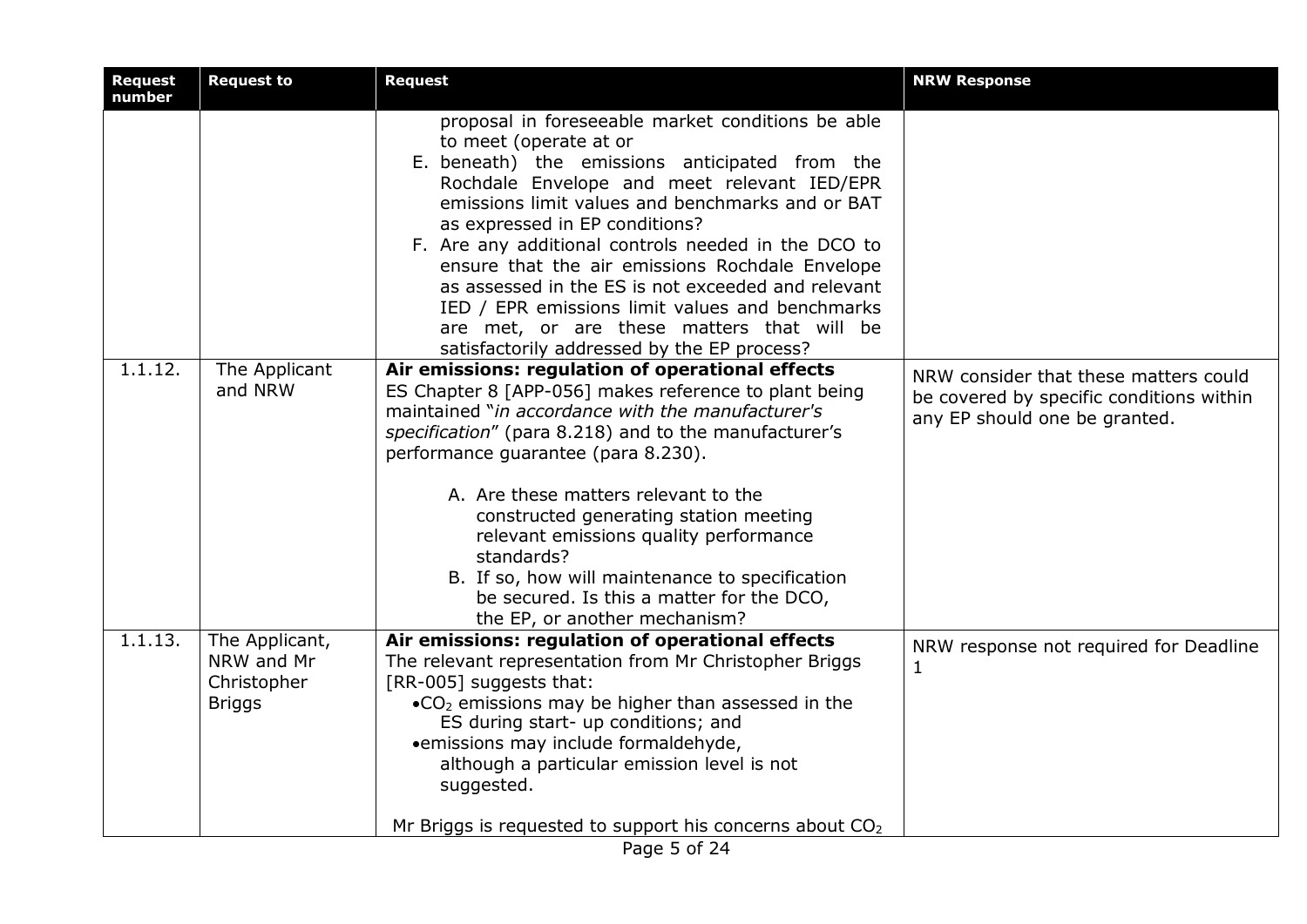| Request number | Request to | Request | NRW Response |
|---|---|---|---|
| | | proposal in foreseeable market conditions be able to meet (operate at or<br>E. beneath) the emissions anticipated from the Rochdale Envelope and meet relevant IED/EPR emissions limit values and benchmarks and or BAT as expressed in EP conditions?<br>F. Are any additional controls needed in the DCO to ensure that the air emissions Rochdale Envelope as assessed in the ES is not exceeded and relevant IED / EPR emissions limit values and benchmarks are met, or are these matters that will be satisfactorily addressed by the EP process? | |
| 1.1.12. | The Applicant and NRW | **Air emissions: regulation of operational effects**<br>ES Chapter 8 [APP-056] makes reference to plant being maintained "*in accordance with the manufacturer's specification*" (para 8.218) and to the manufacturer's performance guarantee (para 8.230).<br><br>A. Are these matters relevant to the constructed generating station meeting relevant emissions quality performance standards?<br>B. If so, how will maintenance to specification be secured. Is this a matter for the DCO, the EP, or another mechanism? | NRW consider that these matters could be covered by specific conditions within any EP should one be granted. |
| 1.1.13. | The Applicant, NRW and Mr Christopher Briggs | **Air emissions: regulation of operational effects**<br>The relevant representation from Mr Christopher Briggs [RR-005] suggests that:<br>• $CO_2$ emissions may be higher than assessed in the ES during start- up conditions; and<br>• emissions may include formaldehyde, although a particular emission level is not suggested.<br><br>Mr Briggs is requested to support his concerns about $CO_2$ | NRW response not required for Deadline 1 |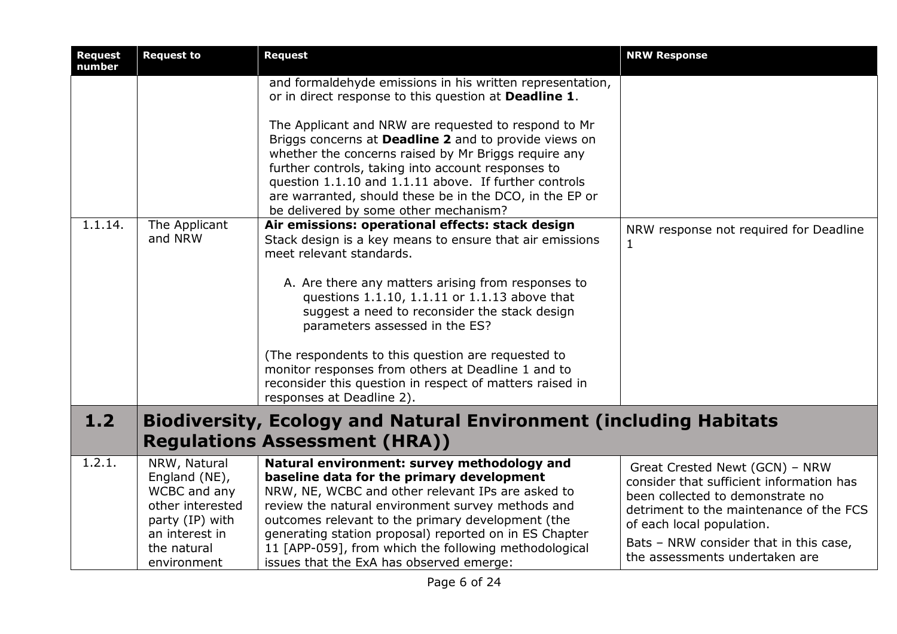| Request number | Request to | Request | NRW Response |
|---|---|---|---|
| | | and formaldehyde emissions in his written representation, or in direct response to this question at **Deadline 1**.<br><br>The Applicant and NRW are requested to respond to Mr Briggs concerns at **Deadline 2** and to provide views on whether the concerns raised by Mr Briggs require any further controls, taking into account responses to question 1.1.10 and 1.1.11 above. If further controls are warranted, should these be in the DCO, in the EP or be delivered by some other mechanism? | |
| 1.1.14. | The Applicant and NRW | **Air emissions: operational effects: stack design**<br>Stack design is a key means to ensure that air emissions meet relevant standards.<br><br>A. Are there any matters arising from responses to questions 1.1.10, 1.1.11 or 1.1.13 above that suggest a need to reconsider the stack design parameters assessed in the ES?<br><br>(The respondents to this question are requested to monitor responses from others at Deadline 1 and to reconsider this question in respect of matters raised in responses at Deadline 2). | NRW response not required for Deadline 1 |
| **1.2** | **Biodiversity, Ecology and Natural Environment (including Habitats Regulations Assessment (HRA))** | | |
| 1.2.1. | NRW, Natural England (NE), WCBC and any other interested party (IP) with an interest in the natural environment | **Natural environment: survey methodology and baseline data for the primary development**<br>NRW, NE, WCBC and other relevant IPs are asked to review the natural environment survey methods and outcomes relevant to the primary development (the generating station proposal) reported on in ES Chapter 11 [APP-059], from which the following methodological issues that the ExA has observed emerge: | Great Crested Newt (GCN) – NRW consider that sufficient information has been collected to demonstrate no detriment to the maintenance of the FCS of each local population.<br><br>Bats – NRW consider that in this case, the assessments undertaken are |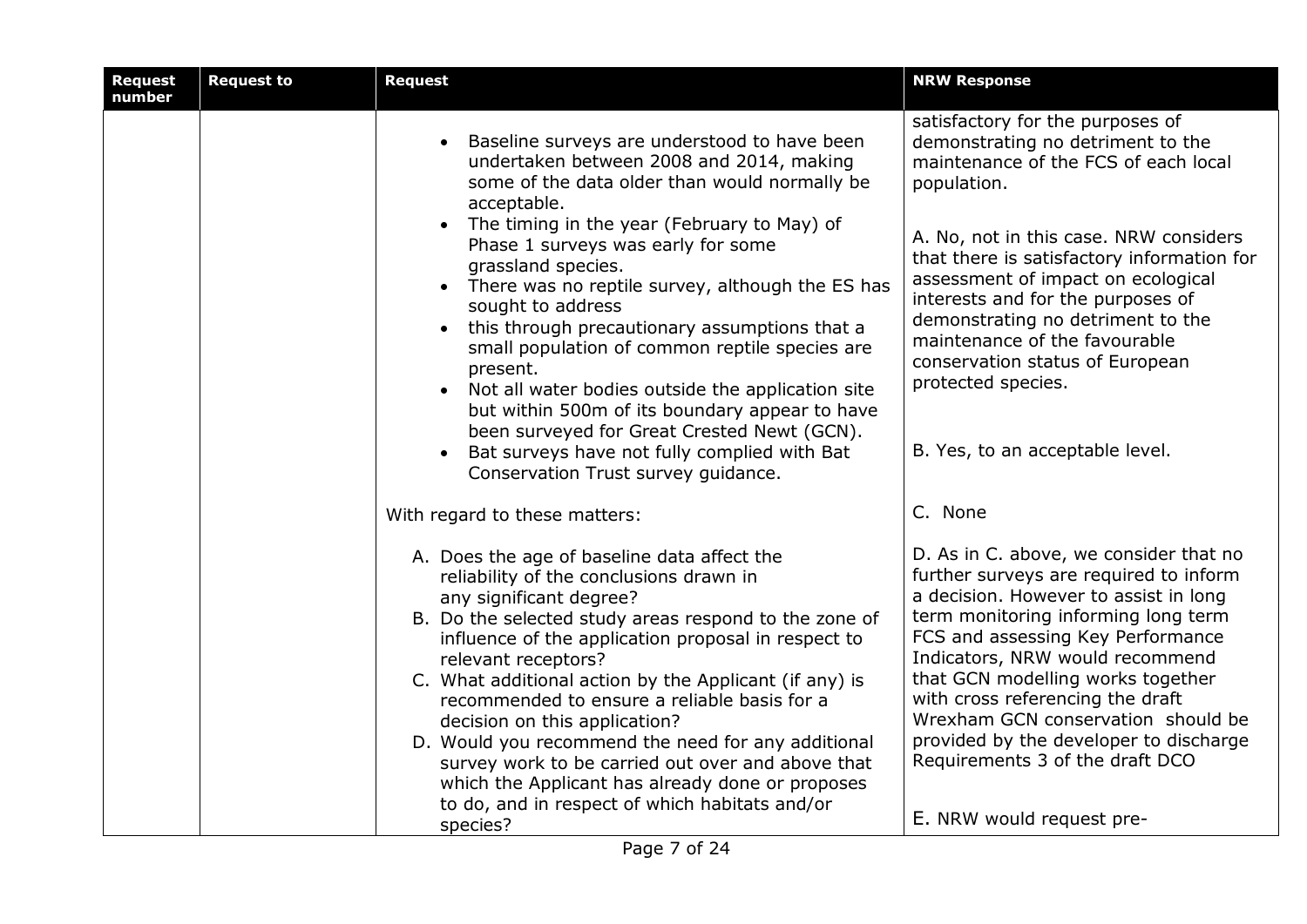| Request number | Request to | Request | NRW Response |
|---|---|---|---|
| | | • Baseline surveys are understood to have been undertaken between 2008 and 2014, making some of the data older than would normally be acceptable.<br>• The timing in the year (February to May) of Phase 1 surveys was early for some grassland species.<br>• There was no reptile survey, although the ES has sought to address<br>• this through precautionary assumptions that a small population of common reptile species are present.<br>• Not all water bodies outside the application site but within 500m of its boundary appear to have been surveyed for Great Crested Newt (GCN).<br>• Bat surveys have not fully complied with Bat Conservation Trust survey guidance.<br><br>With regard to these matters:<br><br>A. Does the age of baseline data affect the reliability of the conclusions drawn in any significant degree?<br>B. Do the selected study areas respond to the zone of influence of the application proposal in respect to relevant receptors?<br>C. What additional action by the Applicant (if any) is recommended to ensure a reliable basis for a decision on this application?<br>D. Would you recommend the need for any additional survey work to be carried out over and above that which the Applicant has already done or proposes to do, and in respect of which habitats and/or species? | satisfactory for the purposes of demonstrating no detriment to the maintenance of the FCS of each local population.<br><br>A. No, not in this case. NRW considers that there is satisfactory information for assessment of impact on ecological interests and for the purposes of demonstrating no detriment to the maintenance of the favourable conservation status of European protected species.<br><br>B. Yes, to an acceptable level.<br><br>C. None<br><br>D. As in C. above, we consider that no further surveys are required to inform a decision. However to assist in long term monitoring informing long term FCS and assessing Key Performance Indicators, NRW would recommend that GCN modelling works together with cross referencing the draft Wrexham GCN conservation should be provided by the developer to discharge Requirements 3 of the draft DCO<br><br>E. NRW would request pre- |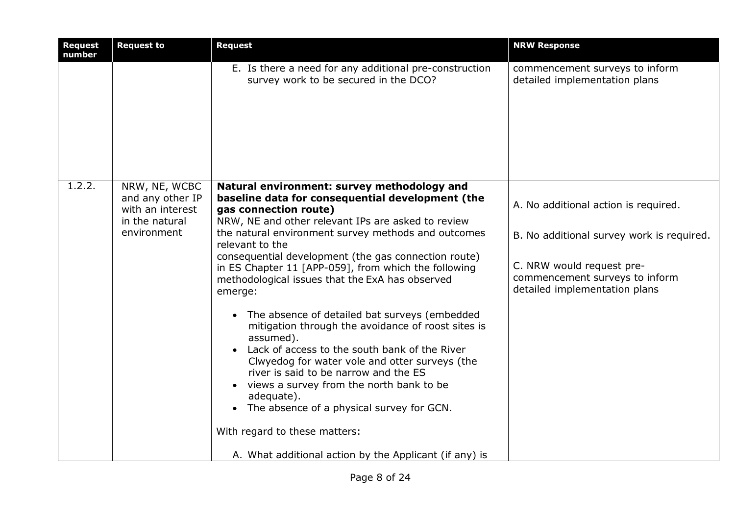| Request number | Request to | Request | NRW Response |
|---|---|---|---|
| | | E. Is there a need for any additional pre-construction survey work to be secured in the DCO? | commencement surveys to inform detailed implementation plans |
| 1.2.2. | NRW, NE, WCBC and any other IP with an interest in the natural environment | **Natural environment: survey methodology and baseline data for consequential development (the gas connection route)**<br>NRW, NE and other relevant IPs are asked to review the natural environment survey methods and outcomes relevant to the consequential development (the gas connection route) in ES Chapter 11 [APP-059], from which the following methodological issues that the ExA has observed emerge:<br>• The absence of detailed bat surveys (embedded mitigation through the avoidance of roost sites is assumed).<br>• Lack of access to the south bank of the River Clwyedog for water vole and otter surveys (the river is said to be narrow and the ES<br>• views a survey from the north bank to be adequate).<br>• The absence of a physical survey for GCN.<br>With regard to these matters:<br>A. What additional action by the Applicant (if any) is | A. No additional action is required.<br>B. No additional survey work is required.<br>C. NRW would request pre-commencement surveys to inform detailed implementation plans |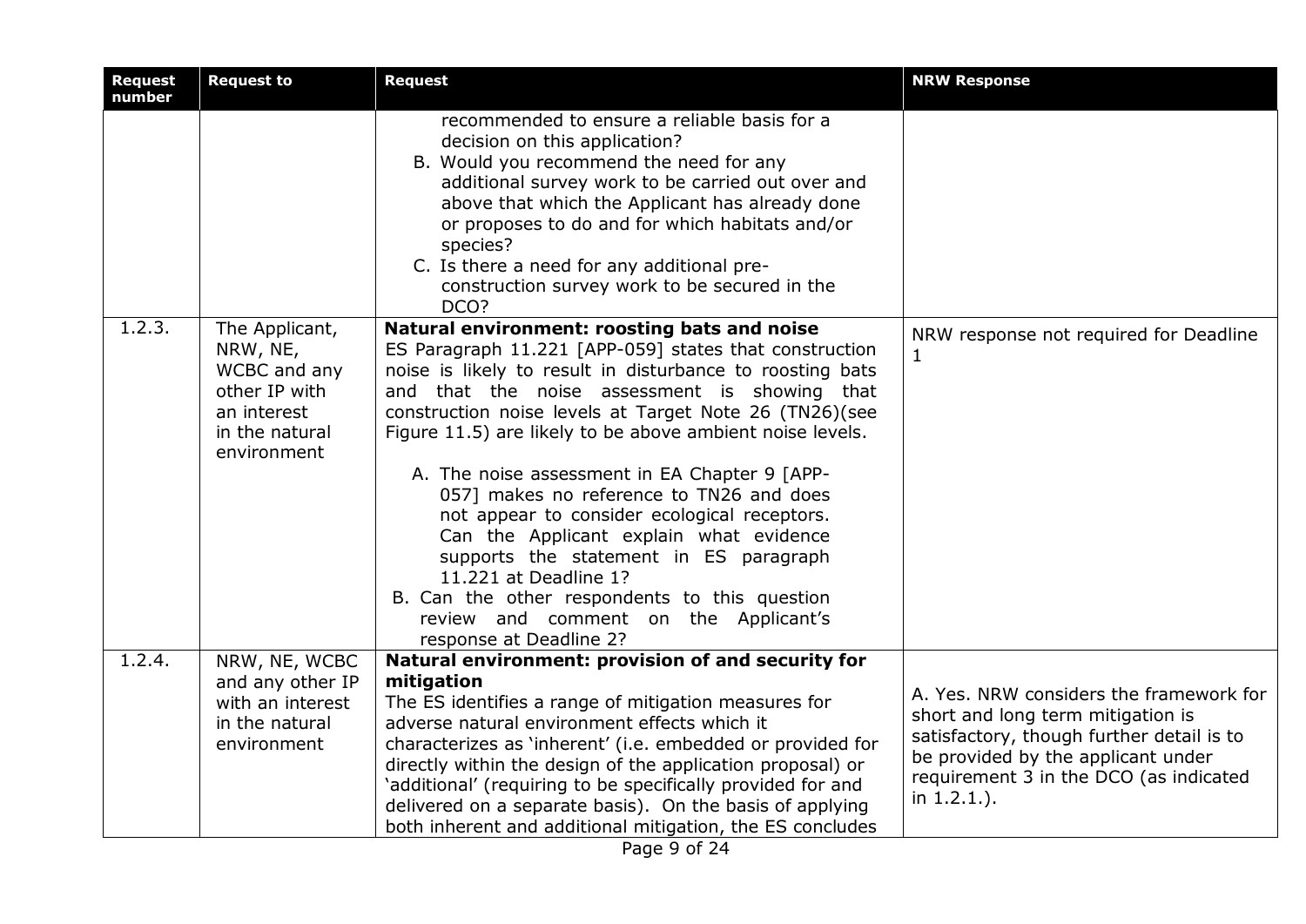| Request number | Request to | Request | NRW Response |
|---|---|---|---|
| | | recommended to ensure a reliable basis for a decision on this application?<br>B. Would you recommend the need for any additional survey work to be carried out over and above that which the Applicant has already done or proposes to do and for which habitats and/or species?<br>C. Is there a need for any additional pre-construction survey work to be secured in the DCO? | |
| 1.2.3. | The Applicant, NRW, NE, WCBC and any other IP with an interest in the natural environment | **Natural environment: roosting bats and noise**<br>ES Paragraph 11.221 [APP-059] states that construction noise is likely to result in disturbance to roosting bats and that the noise assessment is showing that construction noise levels at Target Note 26 (TN26)(see Figure 11.5) are likely to be above ambient noise levels.<br>A. The noise assessment in EA Chapter 9 [APP-057] makes no reference to TN26 and does not appear to consider ecological receptors. Can the Applicant explain what evidence supports the statement in ES paragraph 11.221 at Deadline 1?<br>B. Can the other respondents to this question review and comment on the Applicant's response at Deadline 2? | NRW response not required for Deadline 1 |
| 1.2.4. | NRW, NE, WCBC and any other IP with an interest in the natural environment | **Natural environment: provision of and security for mitigation**<br>The ES identifies a range of mitigation measures for adverse natural environment effects which it characterizes as 'inherent' (i.e. embedded or provided for directly within the design of the application proposal) or 'additional' (requiring to be specifically provided for and delivered on a separate basis). On the basis of applying both inherent and additional mitigation, the ES concludes | A. Yes. NRW considers the framework for short and long term mitigation is satisfactory, though further detail is to be provided by the applicant under requirement 3 in the DCO (as indicated in 1.2.1.). |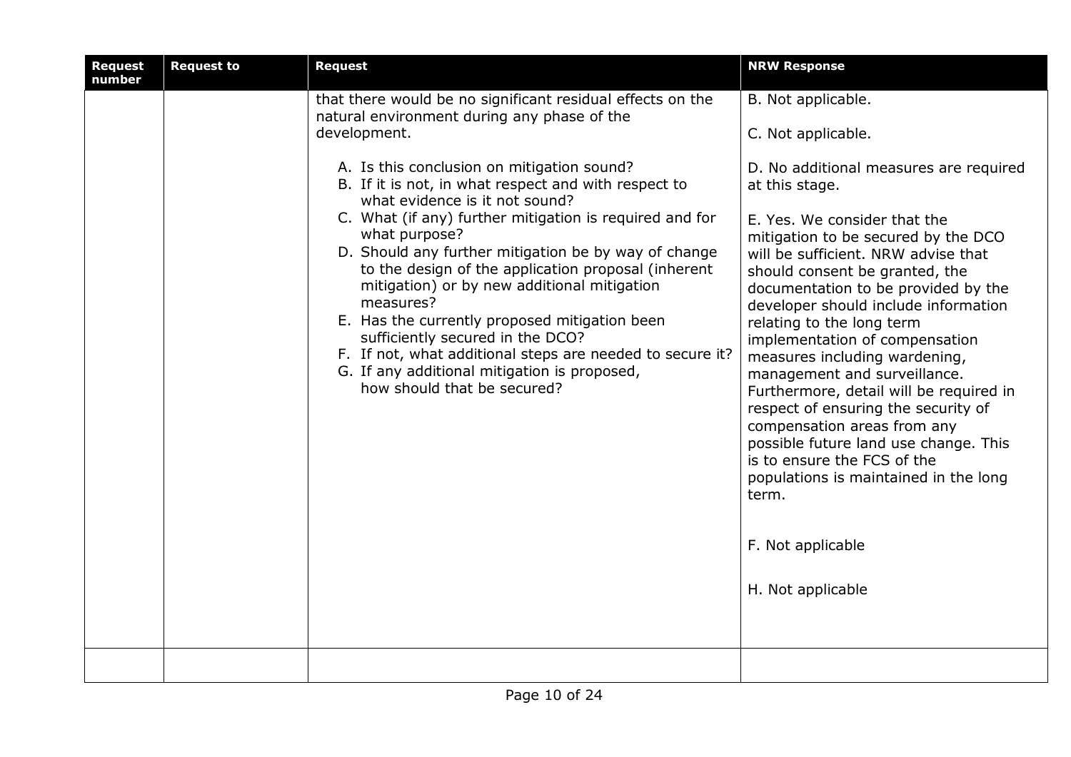| Request number | Request to | Request | NRW Response |
| --- | --- | --- | --- |
| | | that there would be no significant residual effects on the natural environment during any phase of the development.<br><br>A. Is this conclusion on mitigation sound?<br>B. If it is not, in what respect and with respect to what evidence is it not sound?<br>C. What (if any) further mitigation is required and for what purpose?<br>D. Should any further mitigation be by way of change to the design of the application proposal (inherent mitigation) or by new additional mitigation measures?<br>E. Has the currently proposed mitigation been sufficiently secured in the DCO?<br>F. If not, what additional steps are needed to secure it?<br>G. If any additional mitigation is proposed, how should that be secured? | B. Not applicable.<br><br>C. Not applicable.<br><br>D. No additional measures are required at this stage.<br><br>E. Yes. We consider that the mitigation to be secured by the DCO will be sufficient. NRW advise that should consent be granted, the documentation to be provided by the developer should include information relating to the long term implementation of compensation measures including wardening, management and surveillance. Furthermore, detail will be required in respect of ensuring the security of compensation areas from any possible future land use change. This is to ensure the FCS of the populations is maintained in the long term.<br><br>F. Not applicable<br><br>H. Not applicable |
| | | | |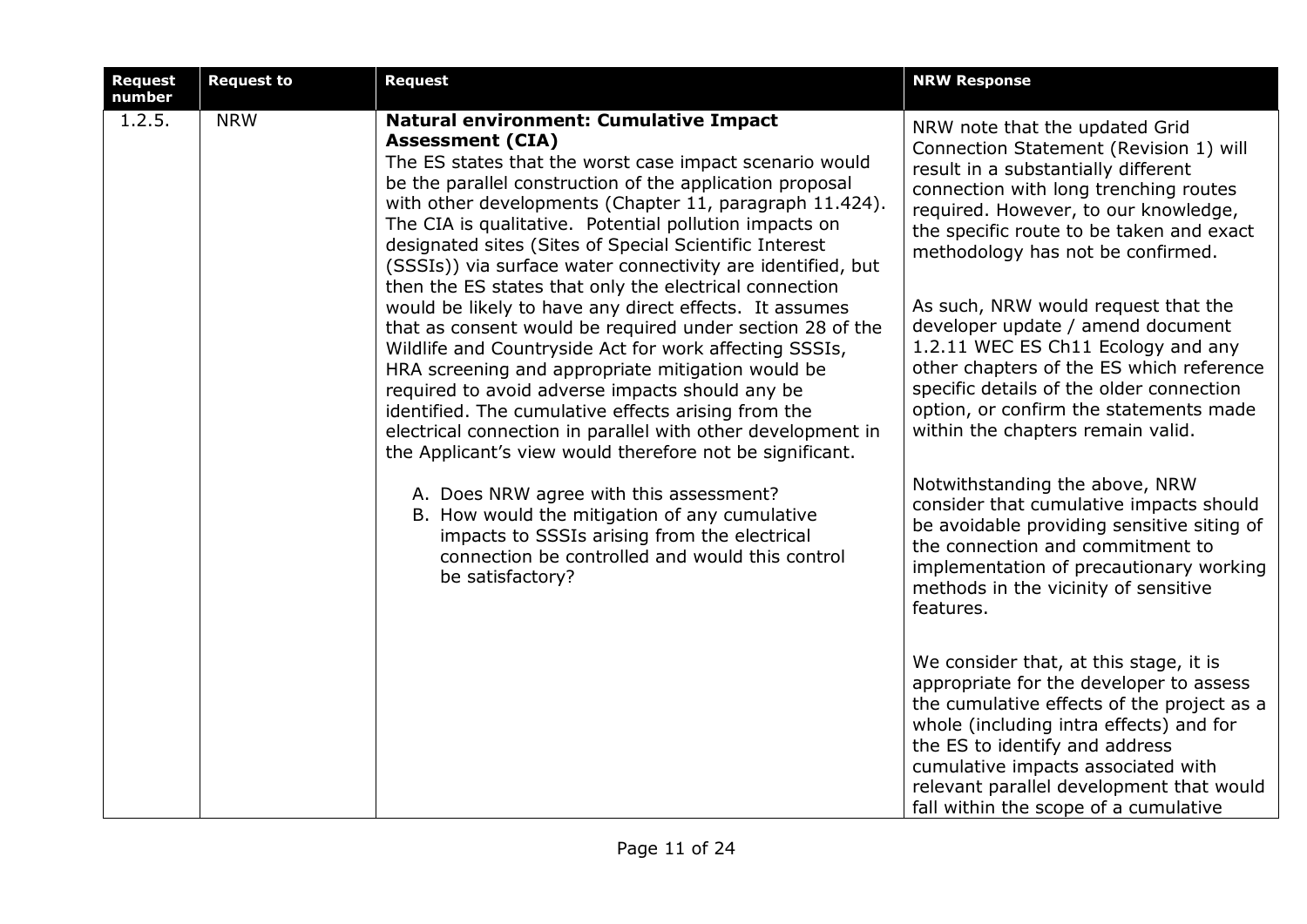| Request number | Request to | Request | NRW Response |
|---|---|---|---|
| 1.2.5. | NRW | **Natural environment: Cumulative Impact Assessment (CIA)**<br>The ES states that the worst case impact scenario would be the parallel construction of the application proposal with other developments (Chapter 11, paragraph 11.424). The CIA is qualitative. Potential pollution impacts on designated sites (Sites of Special Scientific Interest (SSSIs)) via surface water connectivity are identified, but then the ES states that only the electrical connection would be likely to have any direct effects. It assumes that as consent would be required under section 28 of the Wildlife and Countryside Act for work affecting SSSIs, HRA screening and appropriate mitigation would be required to avoid adverse impacts should any be identified. The cumulative effects arising from the electrical connection in parallel with other development in the Applicant's view would therefore not be significant.<br><br>A. Does NRW agree with this assessment?<br>B. How would the mitigation of any cumulative impacts to SSSIs arising from the electrical connection be controlled and would this control be satisfactory? | NRW note that the updated Grid Connection Statement (Revision 1) will result in a substantially different connection with long trenching routes required. However, to our knowledge, the specific route to be taken and exact methodology has not be confirmed.<br><br>As such, NRW would request that the developer update / amend document 1.2.11 WEC ES Ch11 Ecology and any other chapters of the ES which reference specific details of the older connection option, or confirm the statements made within the chapters remain valid.<br><br>Notwithstanding the above, NRW consider that cumulative impacts should be avoidable providing sensitive siting of the connection and commitment to implementation of precautionary working methods in the vicinity of sensitive features.<br><br>We consider that, at this stage, it is appropriate for the developer to assess the cumulative effects of the project as a whole (including intra effects) and for the ES to identify and address cumulative impacts associated with relevant parallel development that would fall within the scope of a cumulative |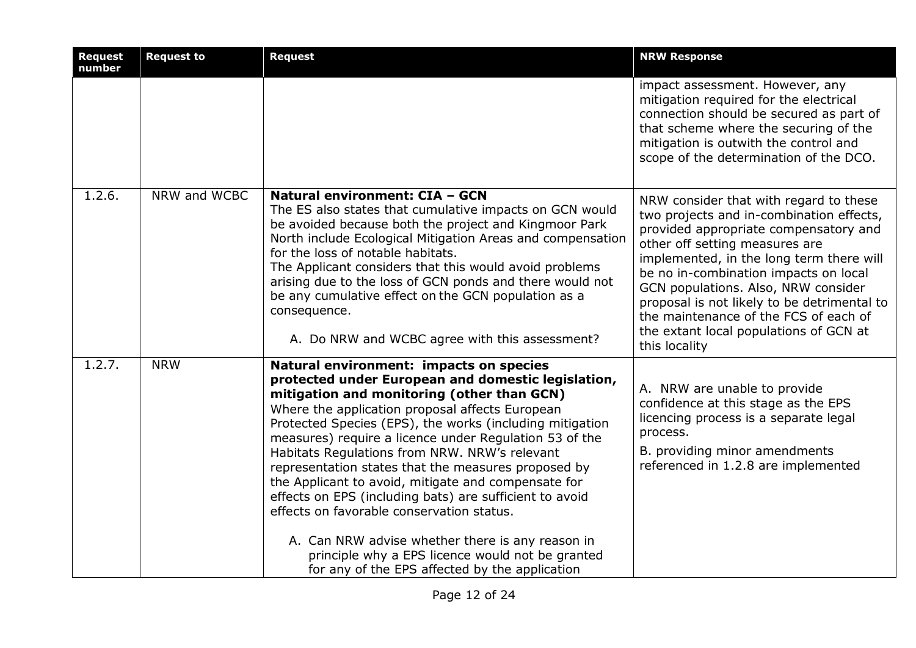| Request number | Request to | Request | NRW Response |
|---|---|---|---|
| | | | impact assessment. However, any mitigation required for the electrical connection should be secured as part of that scheme where the securing of the mitigation is outwith the control and scope of the determination of the DCO. |
| 1.2.6. | NRW and WCBC | **Natural environment: CIA – GCN**<br>The ES also states that cumulative impacts on GCN would be avoided because both the project and Kingmoor Park North include Ecological Mitigation Areas and compensation for the loss of notable habitats.<br>The Applicant considers that this would avoid problems arising due to the loss of GCN ponds and there would not be any cumulative effect on the GCN population as a consequence.<br>A. Do NRW and WCBC agree with this assessment? | NRW consider that with regard to these two projects and in-combination effects, provided appropriate compensatory and other off setting measures are implemented, in the long term there will be no in-combination impacts on local GCN populations. Also, NRW consider proposal is not likely to be detrimental to the maintenance of the FCS of each of the extant local populations of GCN at this locality |
| 1.2.7. | NRW | **Natural environment: impacts on species protected under European and domestic legislation, mitigation and monitoring (other than GCN)**<br>Where the application proposal affects European Protected Species (EPS), the works (including mitigation measures) require a licence under Regulation 53 of the Habitats Regulations from NRW. NRW's relevant representation states that the measures proposed by the Applicant to avoid, mitigate and compensate for effects on EPS (including bats) are sufficient to avoid effects on favorable conservation status.<br>A. Can NRW advise whether there is any reason in principle why a EPS licence would not be granted for any of the EPS affected by the application | A. NRW are unable to provide confidence at this stage as the EPS licencing process is a separate legal process.<br>B. providing minor amendments referenced in 1.2.8 are implemented |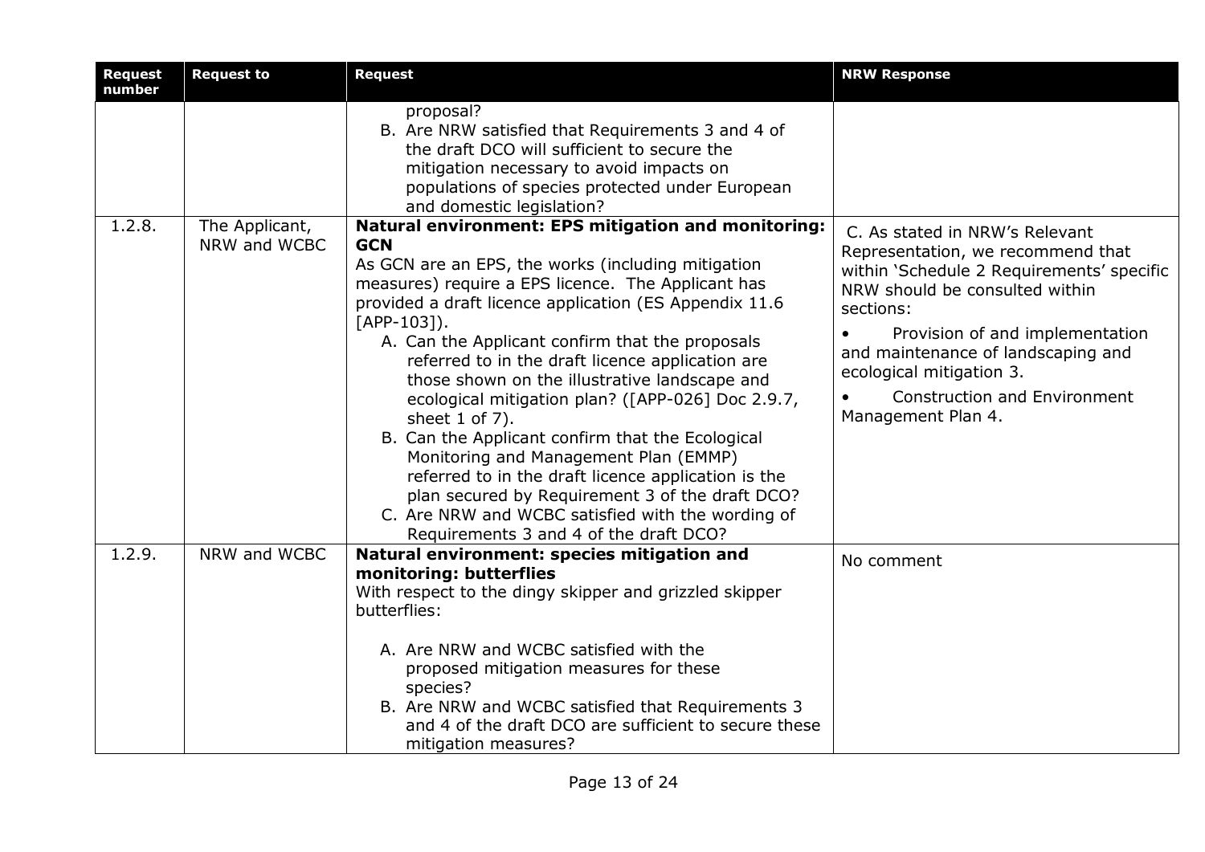| Request number | Request to | Request | NRW Response |
| --- | --- | --- | --- |
| | | proposal?<br>B. Are NRW satisfied that Requirements 3 and 4 of the draft DCO will sufficient to secure the mitigation necessary to avoid impacts on populations of species protected under European and domestic legislation? | |
| 1.2.8. | The Applicant, NRW and WCBC | **Natural environment: EPS mitigation and monitoring: GCN**<br>As GCN are an EPS, the works (including mitigation measures) require a EPS licence. The Applicant has provided a draft licence application (ES Appendix 11.6 [APP-103]).<br>A. Can the Applicant confirm that the proposals referred to in the draft licence application are those shown on the illustrative landscape and ecological mitigation plan? ([APP-026] Doc 2.9.7, sheet 1 of 7).<br>B. Can the Applicant confirm that the Ecological Monitoring and Management Plan (EMMP) referred to in the draft licence application is the plan secured by Requirement 3 of the draft DCO?<br>C. Are NRW and WCBC satisfied with the wording of Requirements 3 and 4 of the draft DCO? | C. As stated in NRW's Relevant Representation, we recommend that within 'Schedule 2 Requirements' specific NRW should be consulted within sections:<br>• Provision of and implementation and maintenance of landscaping and ecological mitigation 3.<br>• Construction and Environment Management Plan 4. |
| 1.2.9. | NRW and WCBC | **Natural environment: species mitigation and monitoring: butterflies**<br>With respect to the dingy skipper and grizzled skipper butterflies:<br>A. Are NRW and WCBC satisfied with the proposed mitigation measures for these species?<br>B. Are NRW and WCBC satisfied that Requirements 3 and 4 of the draft DCO are sufficient to secure these mitigation measures? | No comment |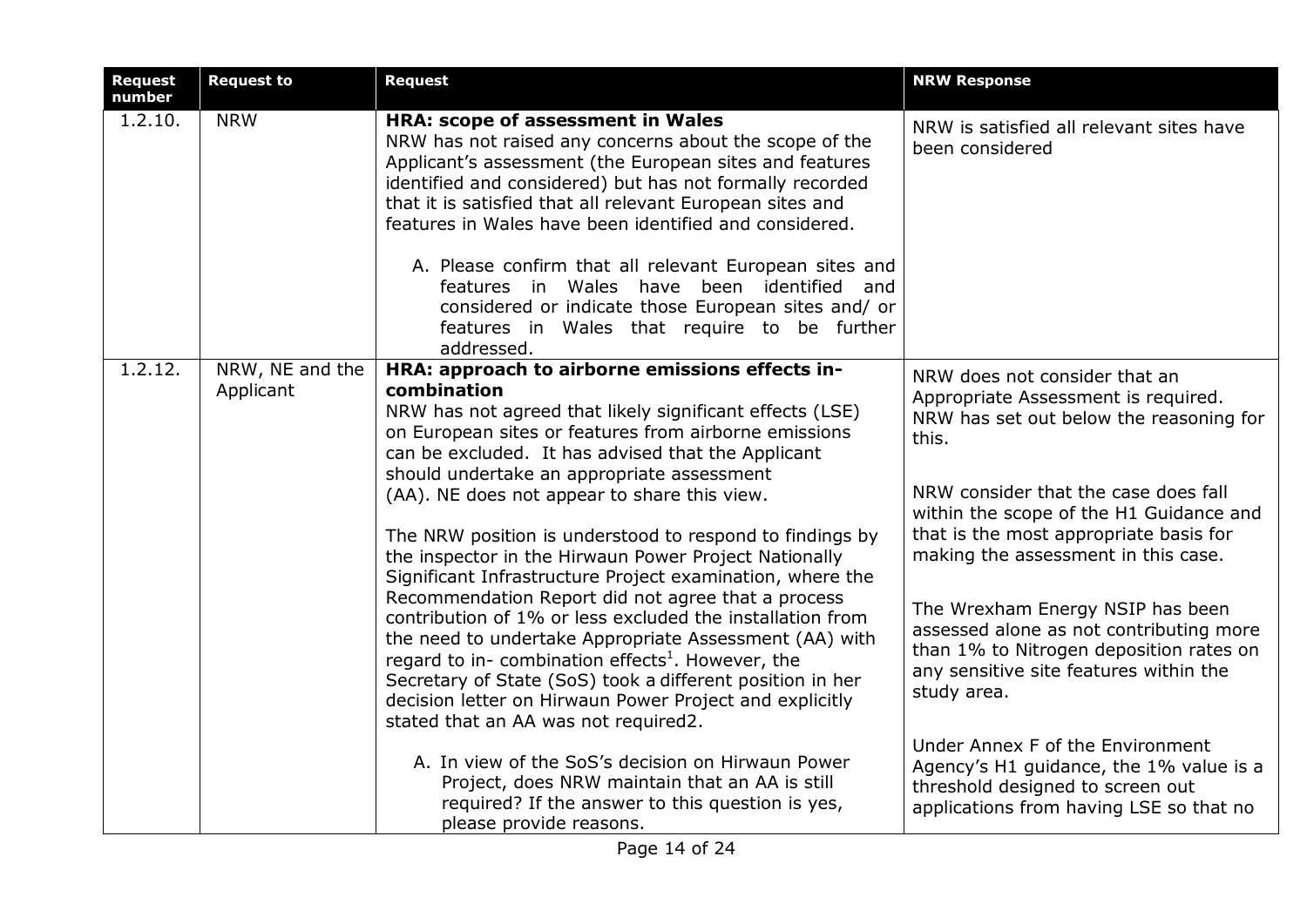| Request number | Request to | Request | NRW Response |
| --- | --- | --- | --- |
| 1.2.10. | NRW | **HRA: scope of assessment in Wales**<br>NRW has not raised any concerns about the scope of the Applicant's assessment (the European sites and features identified and considered) but has not formally recorded that it is satisfied that all relevant European sites and features in Wales have been identified and considered.<br><br>A. Please confirm that all relevant European sites and features in Wales have been identified and considered or indicate those European sites and/ or features in Wales that require to be further addressed. | NRW is satisfied all relevant sites have been considered |
| 1.2.12. | NRW, NE and the Applicant | **HRA: approach to airborne emissions effects in-combination**<br>NRW has not agreed that likely significant effects (LSE) on European sites or features from airborne emissions can be excluded. It has advised that the Applicant should undertake an appropriate assessment (AA). NE does not appear to share this view.<br><br>The NRW position is understood to respond to findings by the inspector in the Hirwaun Power Project Nationally Significant Infrastructure Project examination, where the Recommendation Report did not agree that a process contribution of 1% or less excluded the installation from the need to undertake Appropriate Assessment (AA) with regard to in- combination effects[1]. However, the Secretary of State (SoS) took a different position in her decision letter on Hirwaun Power Project and explicitly stated that an AA was not required2.<br><br>A. In view of the SoS's decision on Hirwaun Power Project, does NRW maintain that an AA is still required? If the answer to this question is yes, please provide reasons. | NRW does not consider that an Appropriate Assessment is required. NRW has set out below the reasoning for this.<br><br>NRW consider that the case does fall within the scope of the H1 Guidance and that is the most appropriate basis for making the assessment in this case.<br><br>The Wrexham Energy NSIP has been assessed alone as not contributing more than 1% to Nitrogen deposition rates on any sensitive site features within the study area.<br><br>Under Annex F of the Environment Agency's H1 guidance, the 1% value is a threshold designed to screen out applications from having LSE so that no |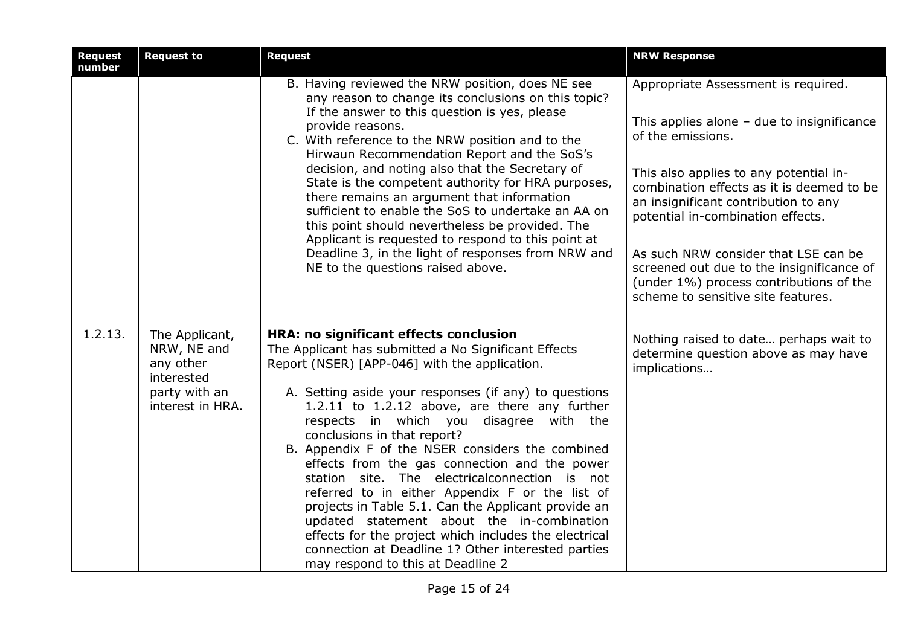| Request number | Request to | Request | NRW Response |
|---|---|---|---|
| | | B. Having reviewed the NRW position, does NE see any reason to change its conclusions on this topic? If the answer to this question is yes, please provide reasons.<br>C. With reference to the NRW position and to the Hirwaun Recommendation Report and the SoS's decision, and noting also that the Secretary of State is the competent authority for HRA purposes, there remains an argument that information sufficient to enable the SoS to undertake an AA on this point should nevertheless be provided. The Applicant is requested to respond to this point at Deadline 3, in the light of responses from NRW and NE to the questions raised above. | Appropriate Assessment is required.<br><br>This applies alone – due to insignificance of the emissions.<br><br>This also applies to any potential in-combination effects as it is deemed to be an insignificant contribution to any potential in-combination effects.<br><br>As such NRW consider that LSE can be screened out due to the insignificance of (under 1%) process contributions of the scheme to sensitive site features. |
| 1.2.13. | The Applicant, NRW, NE and any other interested party with an interest in HRA. | **HRA: no significant effects conclusion**<br>The Applicant has submitted a No Significant Effects Report (NSER) [APP-046] with the application.<br><br>A. Setting aside your responses (if any) to questions 1.2.11 to 1.2.12 above, are there any further respects in which you disagree with the conclusions in that report?<br>B. Appendix F of the NSER considers the combined effects from the gas connection and the power station site. The electricalconnection is not referred to in either Appendix F or the list of projects in Table 5.1. Can the Applicant provide an updated statement about the in-combination effects for the project which includes the electrical connection at Deadline 1? Other interested parties may respond to this at Deadline 2 | Nothing raised to date… perhaps wait to determine question above as may have implications… |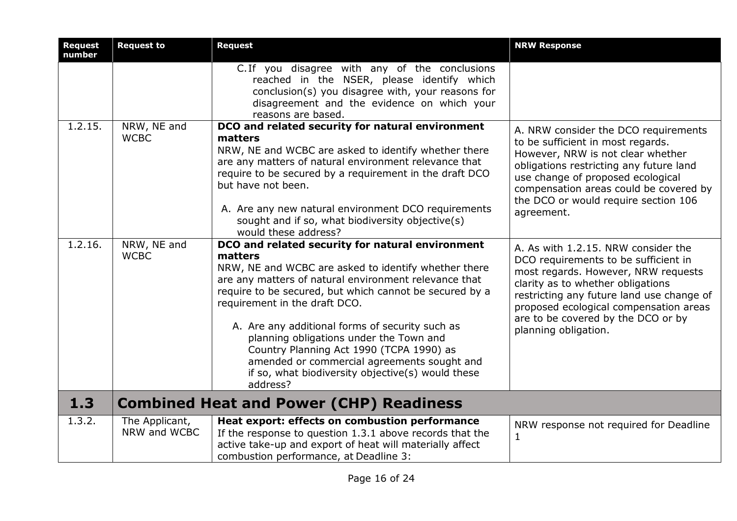| Request number | Request to | Request | NRW Response |
|---|---|---|---|
| | | C. If you disagree with any of the conclusions reached in the NSER, please identify which conclusion(s) you disagree with, your reasons for disagreement and the evidence on which your reasons are based. | |
| 1.2.15. | NRW, NE and WCBC | **DCO and related security for natural environment matters**<br>NRW, NE and WCBC are asked to identify whether there are any matters of natural environment relevance that require to be secured by a requirement in the draft DCO but have not been.<br><br>A. Are any new natural environment DCO requirements sought and if so, what biodiversity objective(s) would these address? | A. NRW consider the DCO requirements to be sufficient in most regards. However, NRW is not clear whether obligations restricting any future land use change of proposed ecological compensation areas could be covered by the DCO or would require section 106 agreement. |
| 1.2.16. | NRW, NE and WCBC | **DCO and related security for natural environment matters**<br>NRW, NE and WCBC are asked to identify whether there are any matters of natural environment relevance that require to be secured, but which cannot be secured by a requirement in the draft DCO.<br><br>A. Are any additional forms of security such as planning obligations under the Town and Country Planning Act 1990 (TCPA 1990) as amended or commercial agreements sought and if so, what biodiversity objective(s) would these address? | A. As with 1.2.15. NRW consider the DCO requirements to be sufficient in most regards. However, NRW requests clarity as to whether obligations restricting any future land use change of proposed ecological compensation areas are to be covered by the DCO or by planning obligation. |
| **1.3** | **Combined Heat and Power (CHP) Readiness** | | |
| 1.3.2. | The Applicant, NRW and WCBC | **Heat export: effects on combustion performance**<br>If the response to question 1.3.1 above records that the active take-up and export of heat will materially affect combustion performance, at Deadline 3: | NRW response not required for Deadline 1 |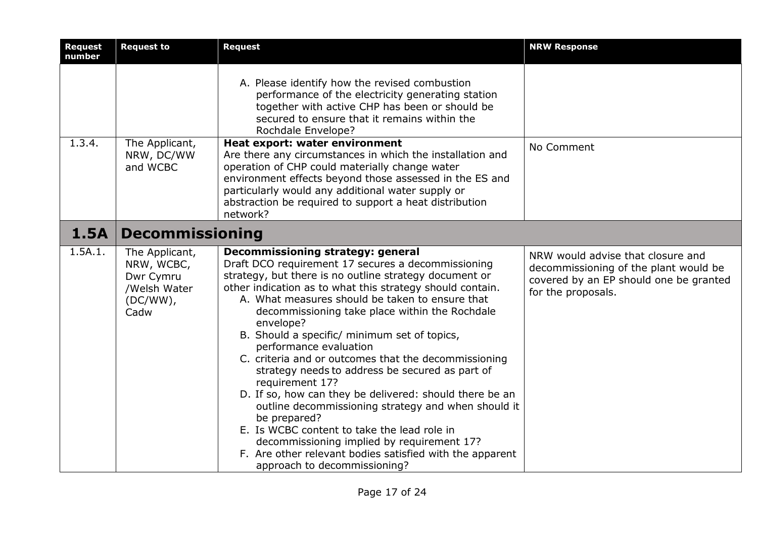| Request number | Request to | Request | NRW Response |
|---|---|---|---|
| | | A. Please identify how the revised combustion performance of the electricity generating station together with active CHP has been or should be secured to ensure that it remains within the Rochdale Envelope? | |
| 1.3.4. | The Applicant, NRW, DC/WW and WCBC | **Heat export: water environment**<br>Are there any circumstances in which the installation and operation of CHP could materially change water environment effects beyond those assessed in the ES and particularly would any additional water supply or abstraction be required to support a heat distribution network? | No Comment |
| **1.5A** | **Decommissioning** | | |
| 1.5A.1. | The Applicant, NRW, WCBC, Dwr Cymru /Welsh Water (DC/WW), Cadw | **Decommissioning strategy: general**<br>Draft DCO requirement 17 secures a decommissioning strategy, but there is no outline strategy document or other indication as to what this strategy should contain.<br>A. What measures should be taken to ensure that decommissioning take place within the Rochdale envelope?<br>B. Should a specific/ minimum set of topics, performance evaluation<br>C. criteria and or outcomes that the decommissioning strategy needs to address be secured as part of requirement 17?<br>D. If so, how can they be delivered: should there be an outline decommissioning strategy and when should it be prepared?<br>E. Is WCBC content to take the lead role in decommissioning implied by requirement 17?<br>F. Are other relevant bodies satisfied with the apparent approach to decommissioning? | NRW would advise that closure and decommissioning of the plant would be covered by an EP should one be granted for the proposals. |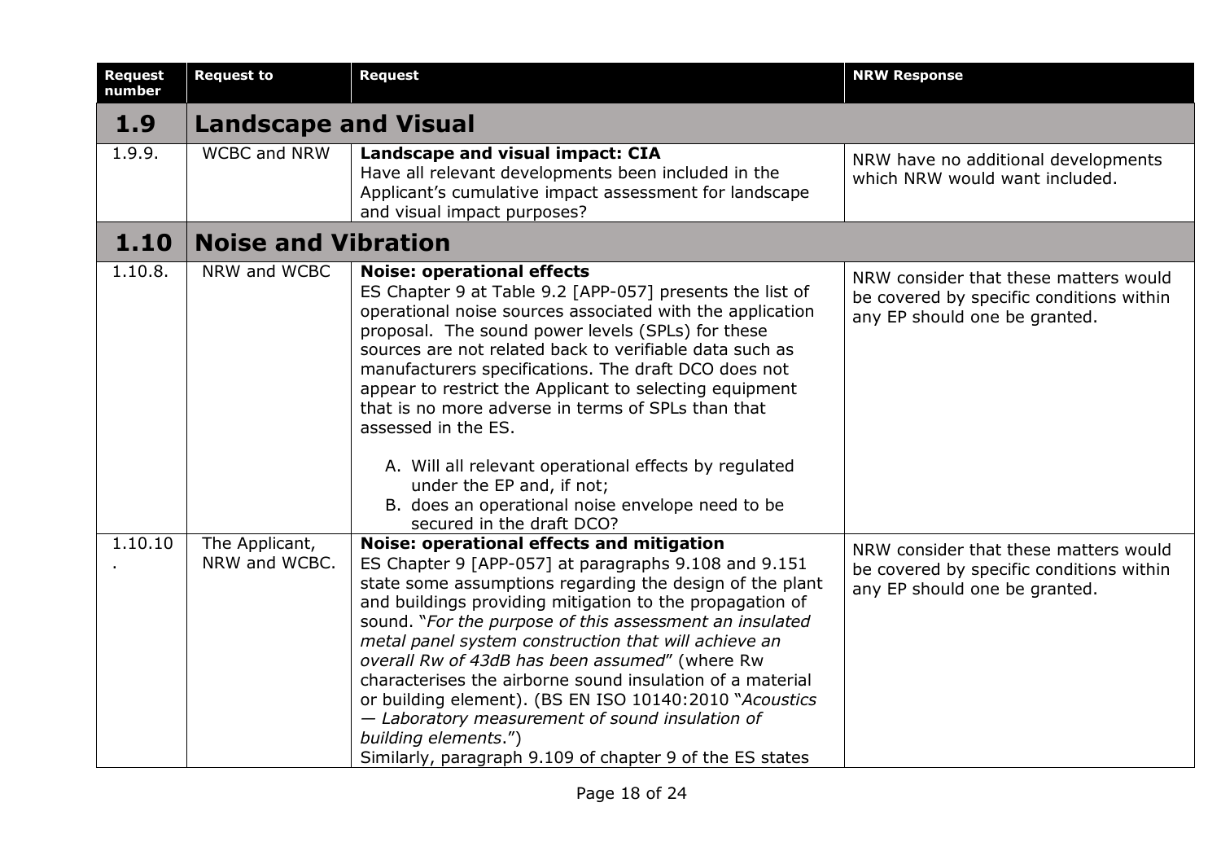| Request number | Request to | Request | NRW Response |
|---|---|---|---|
| **1.9** | **Landscape and Visual** | | |
| 1.9.9. | WCBC and NRW | **Landscape and visual impact: CIA** Have all relevant developments been included in the Applicant's cumulative impact assessment for landscape and visual impact purposes? | NRW have no additional developments which NRW would want included. |
| **1.10** | **Noise and Vibration** | | |
| 1.10.8. | NRW and WCBC | **Noise: operational effects** ES Chapter 9 at Table 9.2 [APP-057] presents the list of operational noise sources associated with the application proposal. The sound power levels (SPLs) for these sources are not related back to verifiable data such as manufacturers specifications. The draft DCO does not appear to restrict the Applicant to selecting equipment that is no more adverse in terms of SPLs than that assessed in the ES.<br><br>A. Will all relevant operational effects by regulated under the EP and, if not;<br>B. does an operational noise envelope need to be secured in the draft DCO? | NRW consider that these matters would be covered by specific conditions within any EP should one be granted. |
| 1.10.10. | The Applicant, NRW and WCBC. | **Noise: operational effects and mitigation** ES Chapter 9 [APP-057] at paragraphs 9.108 and 9.151 state some assumptions regarding the design of the plant and buildings providing mitigation to the propagation of sound. "*For the purpose of this assessment an insulated metal panel system construction that will achieve an overall Rw of 43dB has been assumed*" (where Rw characterises the airborne sound insulation of a material or building element). (BS EN ISO 10140:2010 "*Acoustics — Laboratory measurement of sound insulation of building elements*.")<br>Similarly, paragraph 9.109 of chapter 9 of the ES states | NRW consider that these matters would be covered by specific conditions within any EP should one be granted. |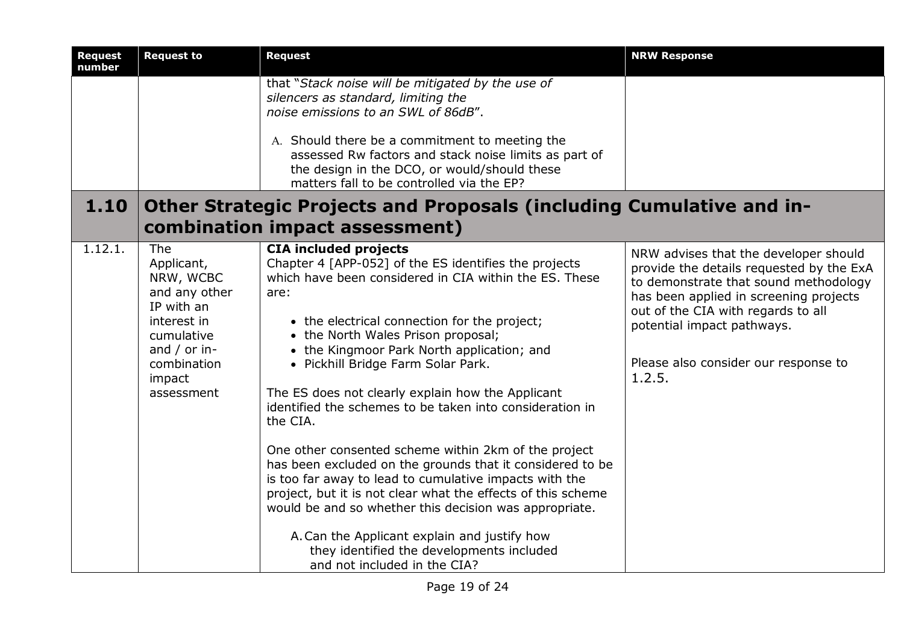| Request number | Request to | Request | NRW Response |
|---|---|---|---|
| | | that "*Stack noise will be mitigated by the use of silencers as standard, limiting the noise emissions to an SWL of 86dB*".<br><br>A. Should there be a commitment to meeting the assessed Rw factors and stack noise limits as part of the design in the DCO, or would/should these matters fall to be controlled via the EP? | |
| **1.10** | **Other Strategic Projects and Proposals (including Cumulative and in-combination impact assessment)** | | |
| 1.12.1. | The Applicant, NRW, WCBC and any other IP with an interest in cumulative and / or in-combination impact assessment | **CIA included projects**<br>Chapter 4 [APP-052] of the ES identifies the projects which have been considered in CIA within the ES. These are:<br><br>• the electrical connection for the project;<br>• the North Wales Prison proposal;<br>• the Kingmoor Park North application; and<br>• Pickhill Bridge Farm Solar Park.<br><br>The ES does not clearly explain how the Applicant identified the schemes to be taken into consideration in the CIA.<br><br>One other consented scheme within 2km of the project has been excluded on the grounds that it considered to be is too far away to lead to cumulative impacts with the project, but it is not clear what the effects of this scheme would be and so whether this decision was appropriate.<br><br>A. Can the Applicant explain and justify how they identified the developments included and not included in the CIA? | NRW advises that the developer should provide the details requested by the ExA to demonstrate that sound methodology has been applied in screening projects out of the CIA with regards to all potential impact pathways.<br><br>Please also consider our response to 1.2.5. |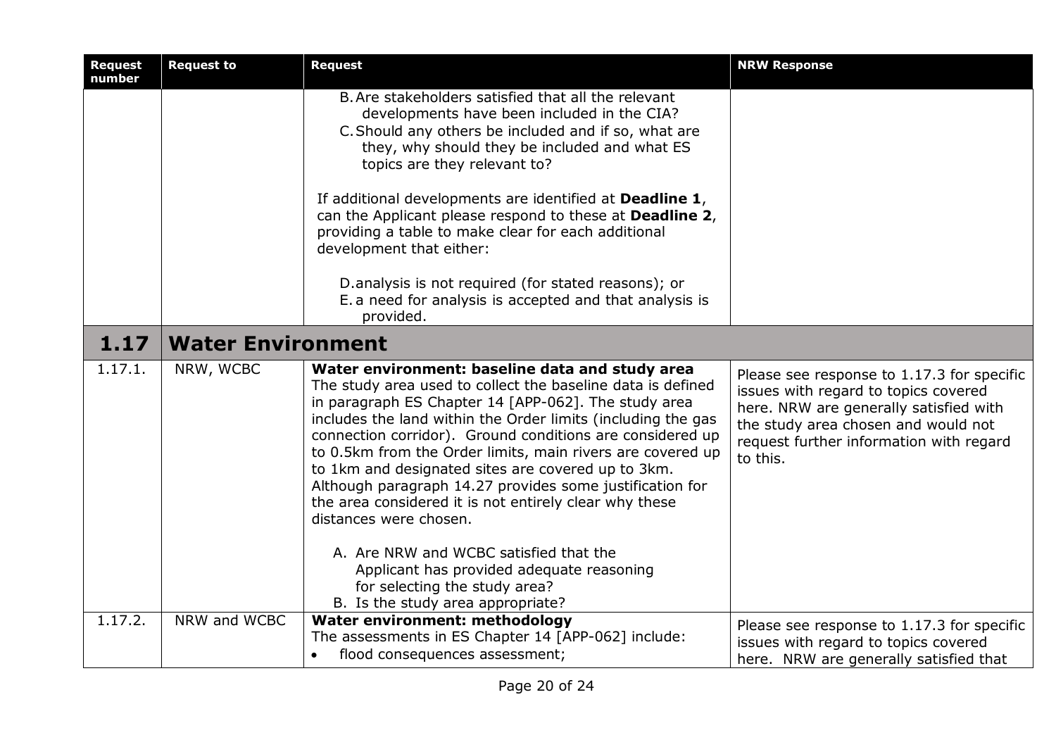| Request number | Request to | Request | NRW Response |
|---|---|---|---|
| | | B. Are stakeholders satisfied that all the relevant developments have been included in the CIA?<br>C. Should any others be included and if so, what are they, why should they be included and what ES topics are they relevant to?<br><br>If additional developments are identified at **Deadline 1**, can the Applicant please respond to these at **Deadline 2**, providing a table to make clear for each additional development that either:<br><br>D. analysis is not required (for stated reasons); or<br>E. a need for analysis is accepted and that analysis is provided. | |
| **1.17** | **Water Environment** | | |
| 1.17.1. | NRW, WCBC | **Water environment: baseline data and study area**<br>The study area used to collect the baseline data is defined in paragraph ES Chapter 14 [APP-062]. The study area includes the land within the Order limits (including the gas connection corridor). Ground conditions are considered up to 0.5km from the Order limits, main rivers are covered up to 1km and designated sites are covered up to 3km. Although paragraph 14.27 provides some justification for the area considered it is not entirely clear why these distances were chosen.<br><br>A. Are NRW and WCBC satisfied that the Applicant has provided adequate reasoning for selecting the study area?<br>B. Is the study area appropriate? | Please see response to 1.17.3 for specific issues with regard to topics covered here. NRW are generally satisfied with the study area chosen and would not request further information with regard to this. |
| 1.17.2. | NRW and WCBC | **Water environment: methodology**<br>The assessments in ES Chapter 14 [APP-062] include:<br>• flood consequences assessment; | Please see response to 1.17.3 for specific issues with regard to topics covered here. NRW are generally satisfied that |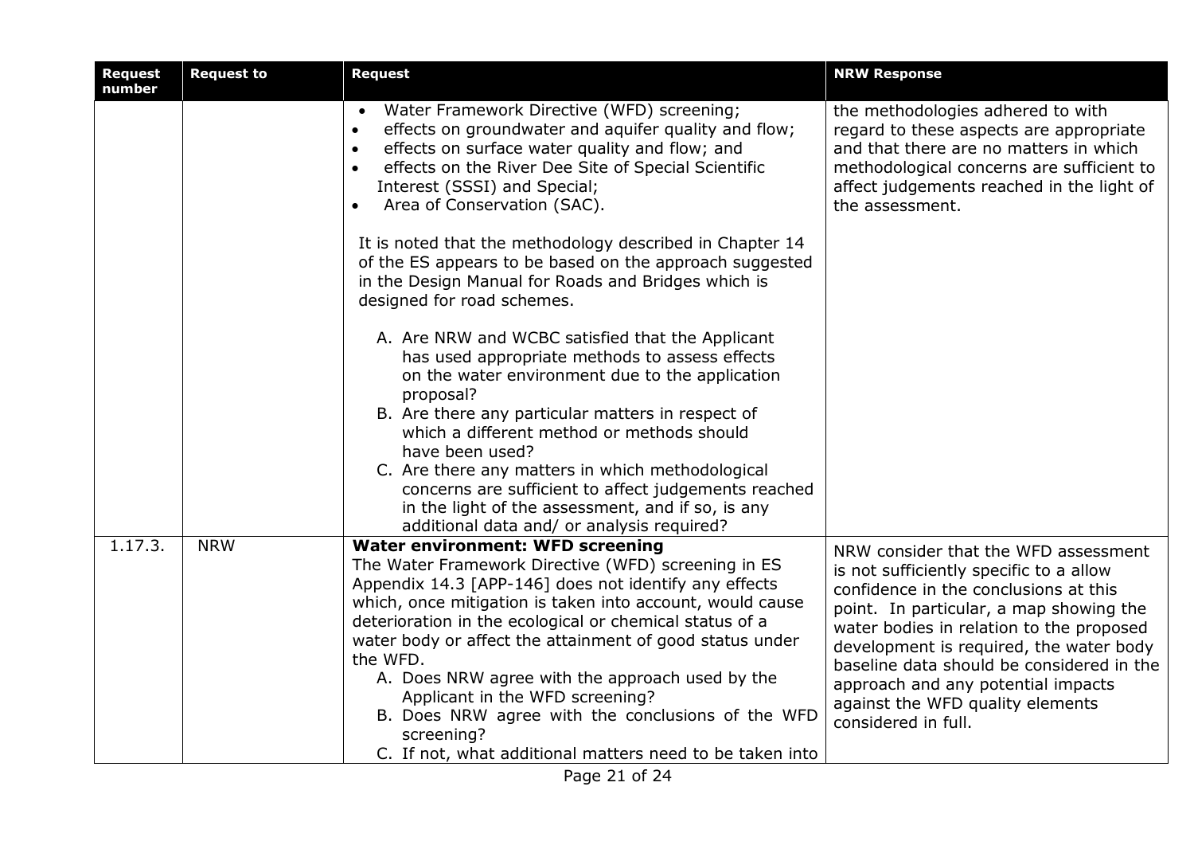| Request number | Request to | Request | NRW Response |
| --- | --- | --- | --- |
| | | • Water Framework Directive (WFD) screening;<br>• effects on groundwater and aquifer quality and flow;<br>• effects on surface water quality and flow; and<br>• effects on the River Dee Site of Special Scientific Interest (SSSI) and Special;<br>• Area of Conservation (SAC).<br><br>It is noted that the methodology described in Chapter 14 of the ES appears to be based on the approach suggested in the Design Manual for Roads and Bridges which is designed for road schemes.<br><br>A. Are NRW and WCBC satisfied that the Applicant has used appropriate methods to assess effects on the water environment due to the application proposal?<br>B. Are there any particular matters in respect of which a different method or methods should have been used?<br>C. Are there any matters in which methodological concerns are sufficient to affect judgements reached in the light of the assessment, and if so, is any additional data and/ or analysis required? | the methodologies adhered to with regard to these aspects are appropriate and that there are no matters in which methodological concerns are sufficient to affect judgements reached in the light of the assessment. |
| 1.17.3. | NRW | **Water environment: WFD screening**<br>The Water Framework Directive (WFD) screening in ES Appendix 14.3 [APP-146] does not identify any effects which, once mitigation is taken into account, would cause deterioration in the ecological or chemical status of a water body or affect the attainment of good status under the WFD.<br>A. Does NRW agree with the approach used by the Applicant in the WFD screening?<br>B. Does NRW agree with the conclusions of the WFD screening?<br>C. If not, what additional matters need to be taken into | NRW consider that the WFD assessment is not sufficiently specific to a allow confidence in the conclusions at this point. In particular, a map showing the water bodies in relation to the proposed development is required, the water body baseline data should be considered in the approach and any potential impacts against the WFD quality elements considered in full. |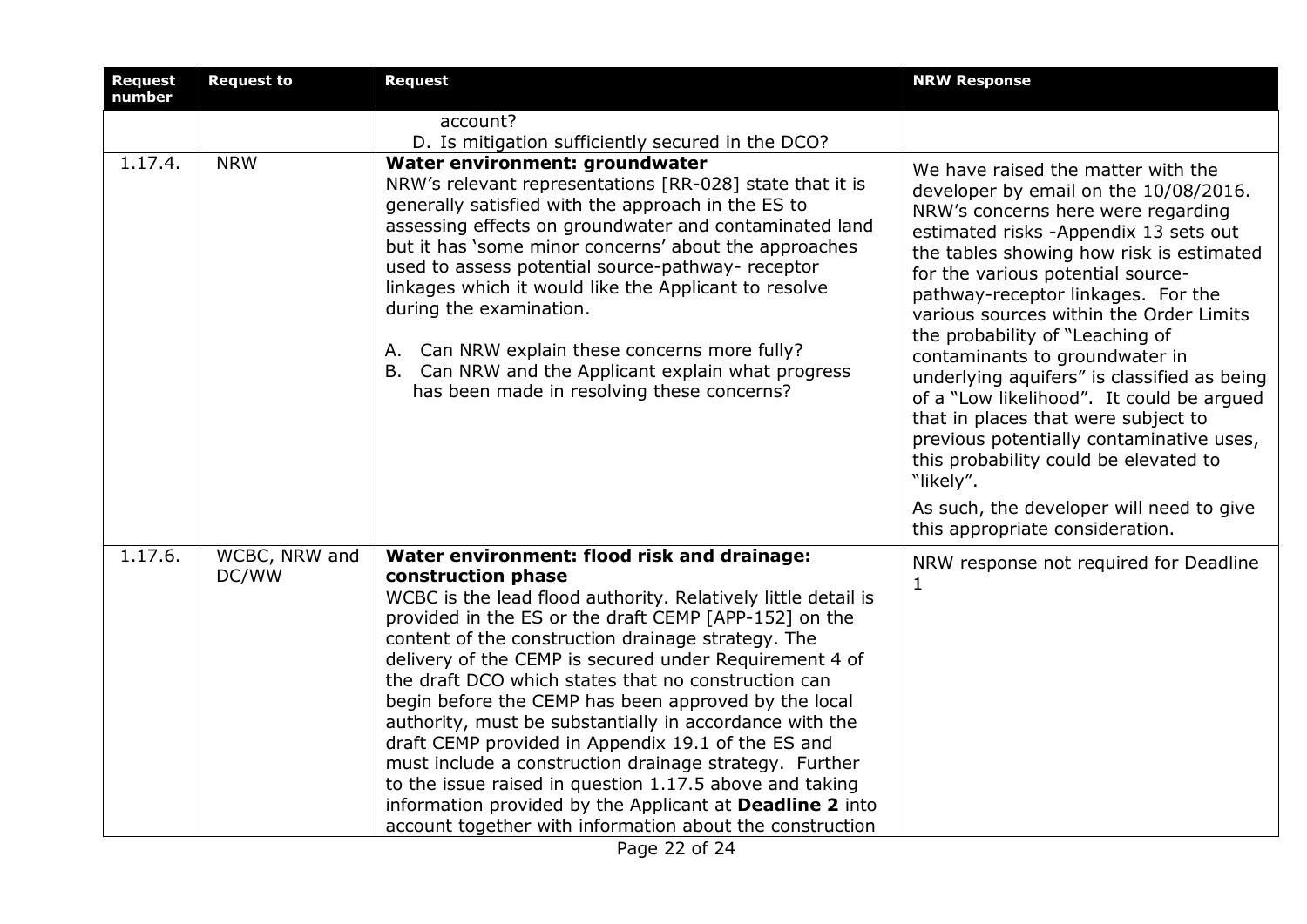| Request number | Request to | Request | NRW Response |
|---|---|---|---|
| | | account?<br>D. Is mitigation sufficiently secured in the DCO? | |
| 1.17.4. | NRW | **Water environment: groundwater**<br>NRW's relevant representations [RR-028] state that it is generally satisfied with the approach in the ES to assessing effects on groundwater and contaminated land but it has 'some minor concerns' about the approaches used to assess potential source-pathway- receptor linkages which it would like the Applicant to resolve during the examination.<br><br>A. Can NRW explain these concerns more fully?<br>B. Can NRW and the Applicant explain what progress has been made in resolving these concerns? | We have raised the matter with the developer by email on the 10/08/2016. NRW's concerns here were regarding estimated risks -Appendix 13 sets out the tables showing how risk is estimated for the various potential source-pathway-receptor linkages. For the various sources within the Order Limits the probability of "Leaching of contaminants to groundwater in underlying aquifers" is classified as being of a "Low likelihood". It could be argued that in places that were subject to previous potentially contaminative uses, this probability could be elevated to "likely".<br><br>As such, the developer will need to give this appropriate consideration. |
| 1.17.6. | WCBC, NRW and DC/WW | **Water environment: flood risk and drainage: construction phase**<br>WCBC is the lead flood authority. Relatively little detail is provided in the ES or the draft CEMP [APP-152] on the content of the construction drainage strategy. The delivery of the CEMP is secured under Requirement 4 of the draft DCO which states that no construction can begin before the CEMP has been approved by the local authority, must be substantially in accordance with the draft CEMP provided in Appendix 19.1 of the ES and must include a construction drainage strategy. Further to the issue raised in question 1.17.5 above and taking information provided by the Applicant at **Deadline 2** into account together with information about the construction | NRW response not required for Deadline 1 |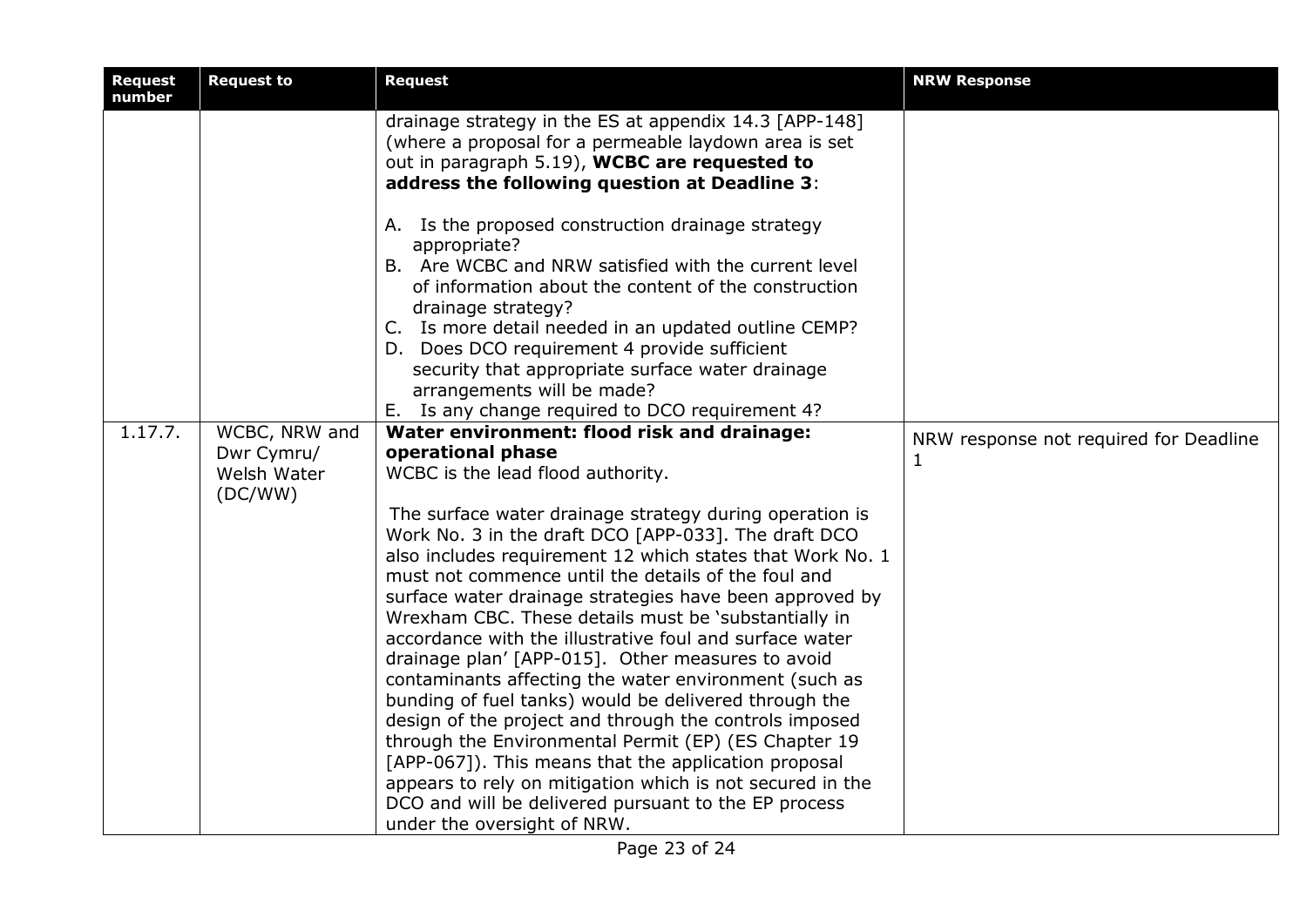| Request number | Request to | Request | NRW Response |
|---|---|---|---|
| | | drainage strategy in the ES at appendix 14.3 [APP-148] (where a proposal for a permeable laydown area is set out in paragraph 5.19), **WCBC are requested to address the following question at Deadline 3**:<br><br>A. Is the proposed construction drainage strategy appropriate?<br>B. Are WCBC and NRW satisfied with the current level of information about the content of the construction drainage strategy?<br>C. Is more detail needed in an updated outline CEMP?<br>D. Does DCO requirement 4 provide sufficient security that appropriate surface water drainage arrangements will be made?<br>E. Is any change required to DCO requirement 4? | |
| 1.17.7. | WCBC, NRW and Dwr Cymru/ Welsh Water (DC/WW) | **Water environment: flood risk and drainage: operational phase**<br>WCBC is the lead flood authority.<br><br>The surface water drainage strategy during operation is Work No. 3 in the draft DCO [APP-033]. The draft DCO also includes requirement 12 which states that Work No. 1 must not commence until the details of the foul and surface water drainage strategies have been approved by Wrexham CBC. These details must be 'substantially in accordance with the illustrative foul and surface water drainage plan' [APP-015]. Other measures to avoid contaminants affecting the water environment (such as bunding of fuel tanks) would be delivered through the design of the project and through the controls imposed through the Environmental Permit (EP) (ES Chapter 19 [APP-067]). This means that the application proposal appears to rely on mitigation which is not secured in the DCO and will be delivered pursuant to the EP process under the oversight of NRW. | NRW response not required for Deadline 1 |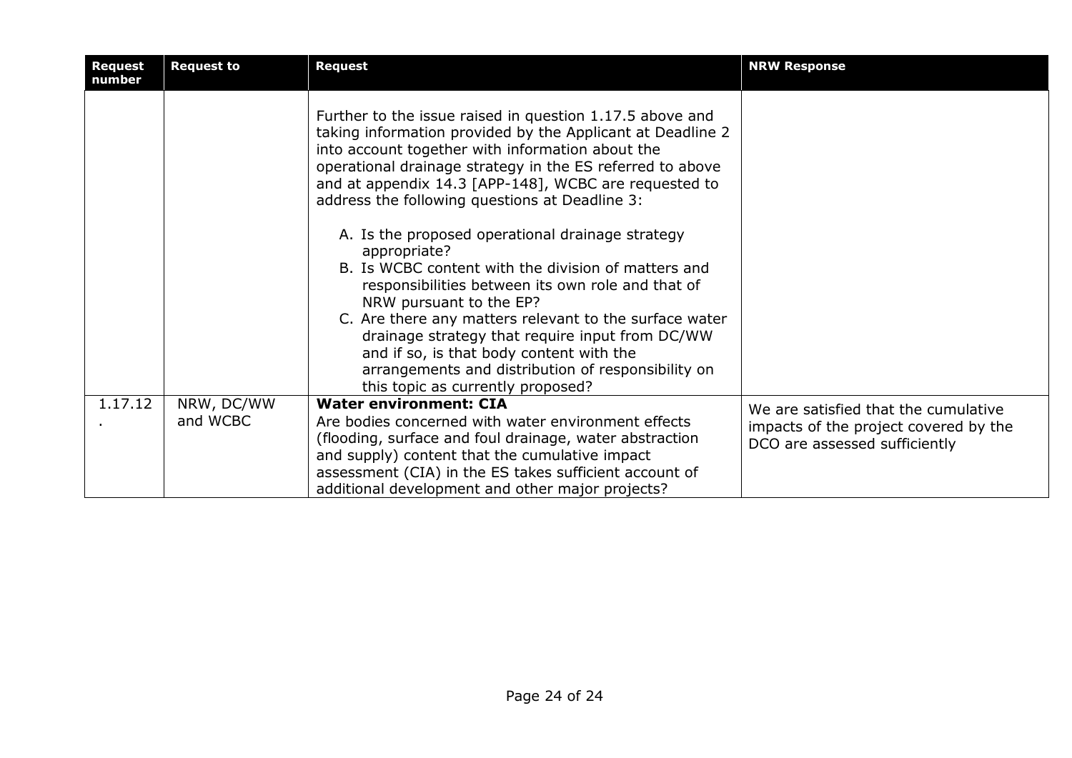| Request number | Request to | Request | NRW Response |
|---|---|---|---|
| | | Further to the issue raised in question 1.17.5 above and taking information provided by the Applicant at Deadline 2 into account together with information about the operational drainage strategy in the ES referred to above and at appendix 14.3 [APP-148], WCBC are requested to address the following questions at Deadline 3:<br><br>A. Is the proposed operational drainage strategy appropriate?<br>B. Is WCBC content with the division of matters and responsibilities between its own role and that of NRW pursuant to the EP?<br>C. Are there any matters relevant to the surface water drainage strategy that require input from DC/WW and if so, is that body content with the arrangements and distribution of responsibility on this topic as currently proposed? | |
| 1.17.12. | NRW, DC/WW and WCBC | **Water environment: CIA**<br>Are bodies concerned with water environment effects (flooding, surface and foul drainage, water abstraction and supply) content that the cumulative impact assessment (CIA) in the ES takes sufficient account of additional development and other major projects? | We are satisfied that the cumulative impacts of the project covered by the DCO are assessed sufficiently |